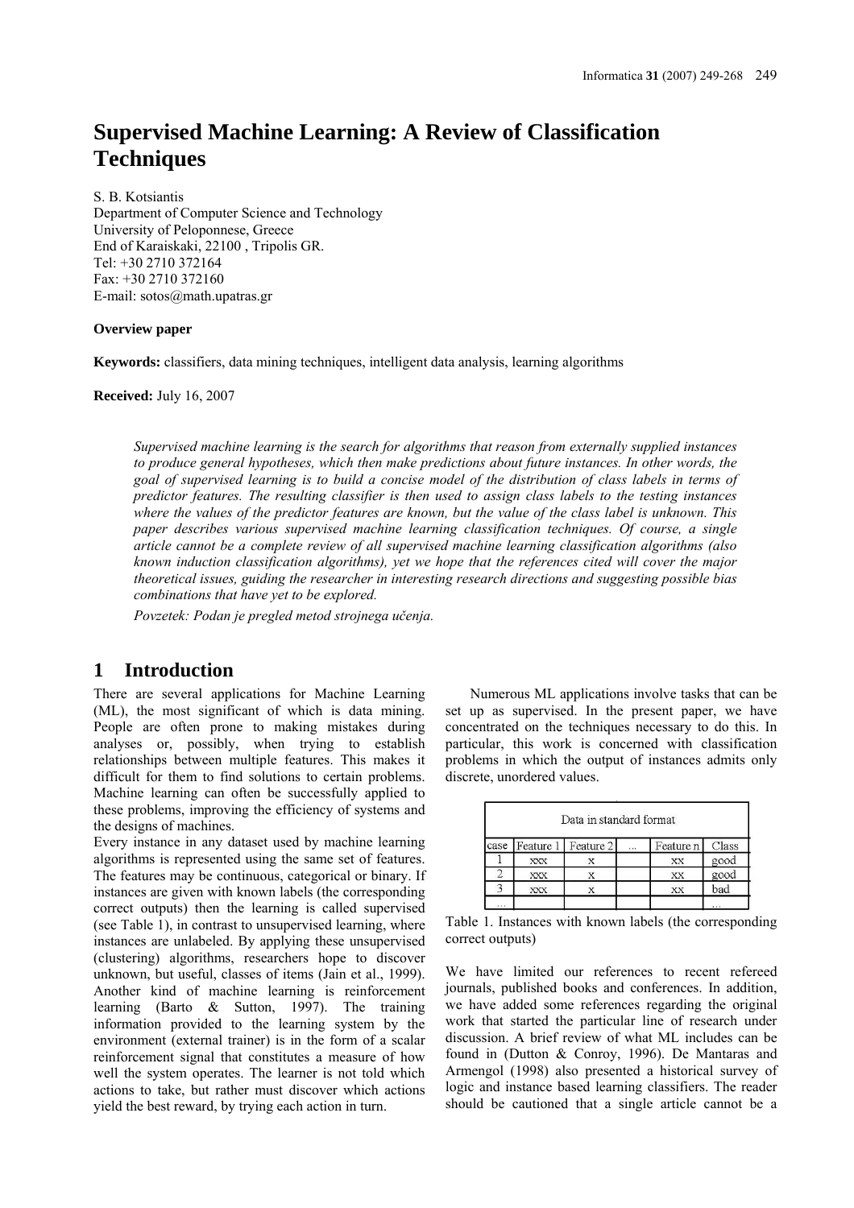# Supervised Machine Learning: A Review of Classification Techniques

S. B. Kotsiantis
Department of Computer Science and Technology
University of Peloponnese, Greece
End of Karaiskaki, 22100 , Tripolis GR.
Tel: +30 2710 372164
Fax: +30 2710 372160
E-mail: sotos@math.upatras.gr

**Overview paper**

**Keywords:** classifiers, data mining techniques, intelligent data analysis, learning algorithms

**Received:** July 16, 2007

*Supervised machine learning is the search for algorithms that reason from externally supplied instances to produce general hypotheses, which then make predictions about future instances. In other words, the goal of supervised learning is to build a concise model of the distribution of class labels in terms of predictor features. The resulting classifier is then used to assign class labels to the testing instances where the values of the predictor features are known, but the value of the class label is unknown. This paper describes various supervised machine learning classification techniques. Of course, a single article cannot be a complete review of all supervised machine learning classification algorithms (also known induction classification algorithms), yet we hope that the references cited will cover the major theoretical issues, guiding the researcher in interesting research directions and suggesting possible bias combinations that have yet to be explored.*

*Povzetek: Podan je pregled metod strojnega učenja.*

## 1 Introduction

There are several applications for Machine Learning (ML), the most significant of which is data mining. People are often prone to making mistakes during analyses or, possibly, when trying to establish relationships between multiple features. This makes it difficult for them to find solutions to certain problems. Machine learning can often be successfully applied to these problems, improving the efficiency of systems and the designs of machines.

Every instance in any dataset used by machine learning algorithms is represented using the same set of features. The features may be continuous, categorical or binary. If instances are given with known labels (the corresponding correct outputs) then the learning is called supervised (see Table 1), in contrast to unsupervised learning, where instances are unlabeled. By applying these unsupervised (clustering) algorithms, researchers hope to discover unknown, but useful, classes of items (Jain et al., 1999). Another kind of machine learning is reinforcement learning (Barto & Sutton, 1997). The training information provided to the learning system by the environment (external trainer) is in the form of a scalar reinforcement signal that constitutes a measure of how well the system operates. The learner is not told which actions to take, but rather must discover which actions yield the best reward, by trying each action in turn.

Numerous ML applications involve tasks that can be set up as supervised. In the present paper, we have concentrated on the techniques necessary to do this. In particular, this work is concerned with classification problems in which the output of instances admits only discrete, unordered values.

| Data in standard format | | | | | |
|---|---|---|---|---|---|
| case | Feature 1 | Feature 2 | ... | Feature n | Class |
| 1 | xxx | x | | xx | good |
| 2 | xxx | x | | xx | good |
| 3 | xxx | x | | xx | bad |
| ... | | | | | ... |

Table 1. Instances with known labels (the corresponding correct outputs)

We have limited our references to recent refereed journals, published books and conferences. In addition, we have added some references regarding the original work that started the particular line of research under discussion. A brief review of what ML includes can be found in (Dutton & Conroy, 1996). De Mantaras and Armengol (1998) also presented a historical survey of logic and instance based learning classifiers. The reader should be cautioned that a single article cannot be a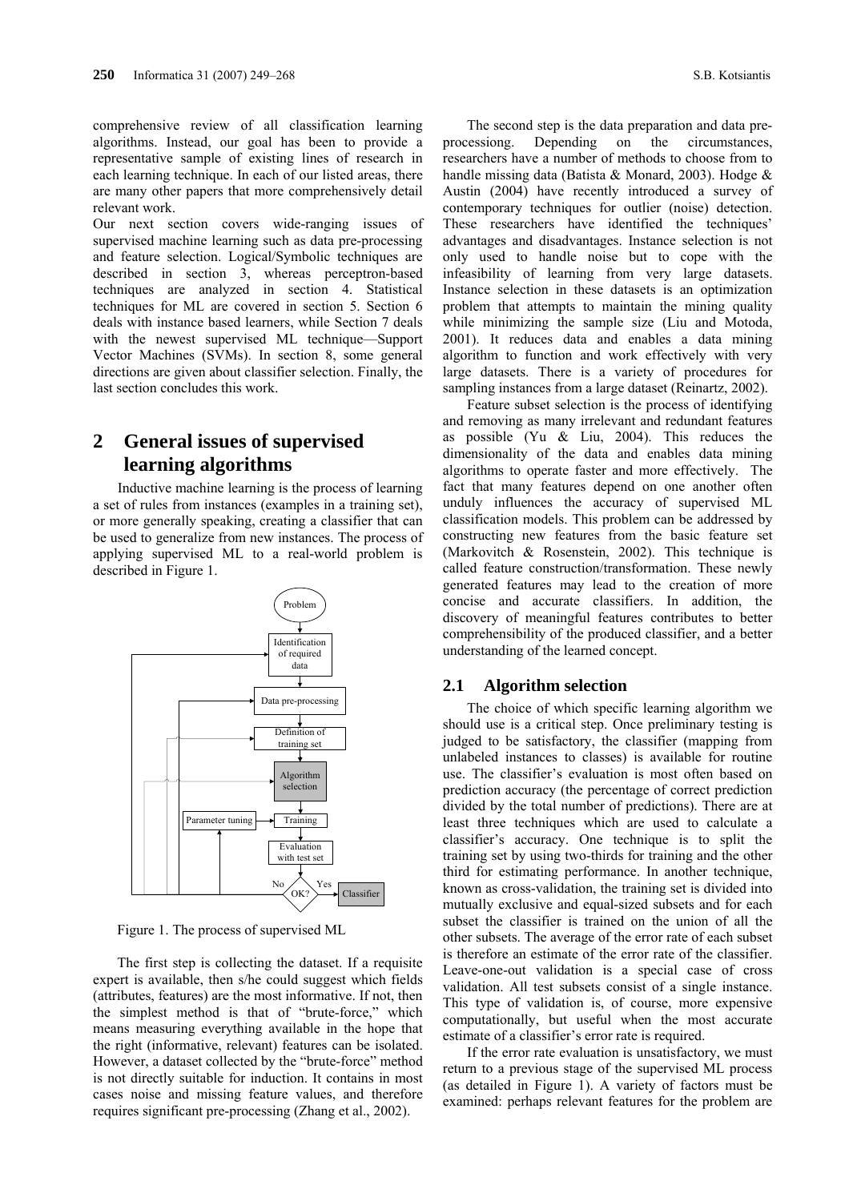comprehensive review of all classification learning algorithms. Instead, our goal has been to provide a representative sample of existing lines of research in each learning technique. In each of our listed areas, there are many other papers that more comprehensively detail relevant work.

Our next section covers wide-ranging issues of supervised machine learning such as data pre-processing and feature selection. Logical/Symbolic techniques are described in section 3, whereas perceptron-based techniques are analyzed in section 4. Statistical techniques for ML are covered in section 5. Section 6 deals with instance based learners, while Section 7 deals with the newest supervised ML technique—Support Vector Machines (SVMs). In section 8, some general directions are given about classifier selection. Finally, the last section concludes this work.

## 2 General issues of supervised learning algorithms

Inductive machine learning is the process of learning a set of rules from instances (examples in a training set), or more generally speaking, creating a classifier that can be used to generalize from new instances. The process of applying supervised ML to a real-world problem is described in Figure 1.

Problem

Identification of required data

Data pre-processing

Definition of training set

Algorithm selection

Parameter tuning

Training

Evaluation with test set

No

OK?

Yes

Classifier

Figure 1. The process of supervised ML

The first step is collecting the dataset. If a requisite expert is available, then s/he could suggest which fields (attributes, features) are the most informative. If not, then the simplest method is that of "brute-force," which means measuring everything available in the hope that the right (informative, relevant) features can be isolated. However, a dataset collected by the "brute-force" method is not directly suitable for induction. It contains in most cases noise and missing feature values, and therefore requires significant pre-processing (Zhang et al., 2002).

The second step is the data preparation and data pre-processiong. Depending on the circumstances, researchers have a number of methods to choose from to handle missing data (Batista & Monard, 2003). Hodge & Austin (2004) have recently introduced a survey of contemporary techniques for outlier (noise) detection. These researchers have identified the techniques' advantages and disadvantages. Instance selection is not only used to handle noise but to cope with the infeasibility of learning from very large datasets. Instance selection in these datasets is an optimization problem that attempts to maintain the mining quality while minimizing the sample size (Liu and Motoda, 2001). It reduces data and enables a data mining algorithm to function and work effectively with very large datasets. There is a variety of procedures for sampling instances from a large dataset (Reinartz, 2002).

Feature subset selection is the process of identifying and removing as many irrelevant and redundant features as possible (Yu & Liu, 2004). This reduces the dimensionality of the data and enables data mining algorithms to operate faster and more effectively. The fact that many features depend on one another often unduly influences the accuracy of supervised ML classification models. This problem can be addressed by constructing new features from the basic feature set (Markovitch & Rosenstein, 2002). This technique is called feature construction/transformation. These newly generated features may lead to the creation of more concise and accurate classifiers. In addition, the discovery of meaningful features contributes to better comprehensibility of the produced classifier, and a better understanding of the learned concept.

### 2.1 Algorithm selection

The choice of which specific learning algorithm we should use is a critical step. Once preliminary testing is judged to be satisfactory, the classifier (mapping from unlabeled instances to classes) is available for routine use. The classifier's evaluation is most often based on prediction accuracy (the percentage of correct prediction divided by the total number of predictions). There are at least three techniques which are used to calculate a classifier's accuracy. One technique is to split the training set by using two-thirds for training and the other third for estimating performance. In another technique, known as cross-validation, the training set is divided into mutually exclusive and equal-sized subsets and for each subset the classifier is trained on the union of all the other subsets. The average of the error rate of each subset is therefore an estimate of the error rate of the classifier. Leave-one-out validation is a special case of cross validation. All test subsets consist of a single instance. This type of validation is, of course, more expensive computationally, but useful when the most accurate estimate of a classifier's error rate is required.

If the error rate evaluation is unsatisfactory, we must return to a previous stage of the supervised ML process (as detailed in Figure 1). A variety of factors must be examined: perhaps relevant features for the problem are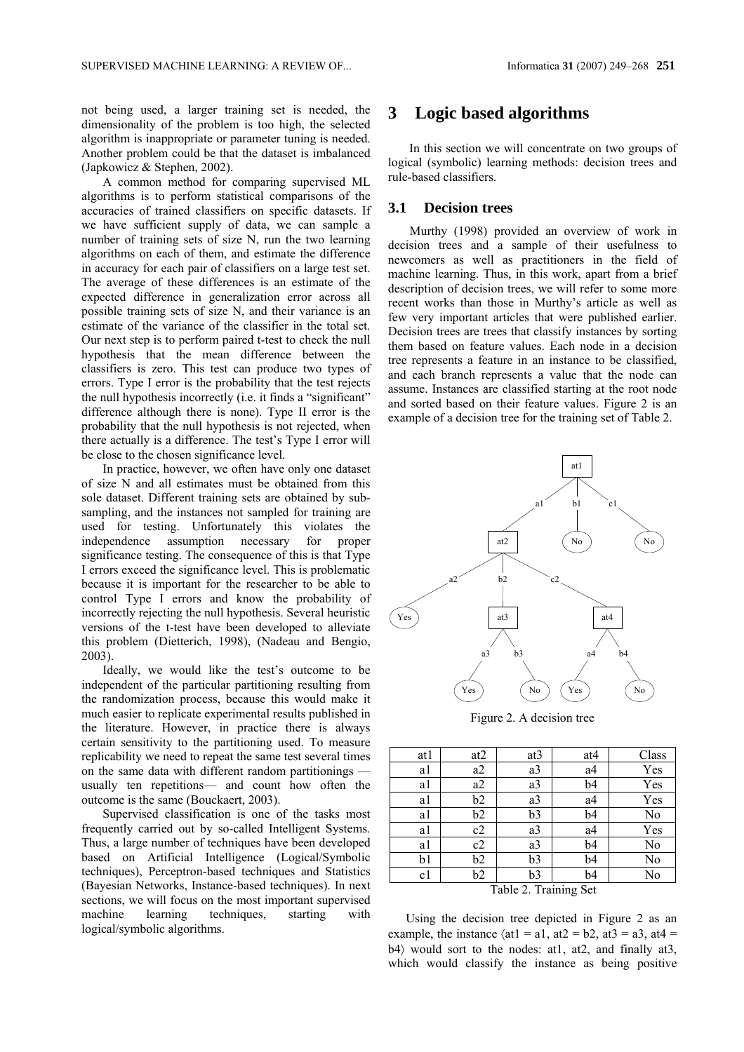not being used, a larger training set is needed, the dimensionality of the problem is too high, the selected algorithm is inappropriate or parameter tuning is needed. Another problem could be that the dataset is imbalanced (Japkowicz & Stephen, 2002).

A common method for comparing supervised ML algorithms is to perform statistical comparisons of the accuracies of trained classifiers on specific datasets. If we have sufficient supply of data, we can sample a number of training sets of size N, run the two learning algorithms on each of them, and estimate the difference in accuracy for each pair of classifiers on a large test set. The average of these differences is an estimate of the expected difference in generalization error across all possible training sets of size N, and their variance is an estimate of the variance of the classifier in the total set. Our next step is to perform paired t-test to check the null hypothesis that the mean difference between the classifiers is zero. This test can produce two types of errors. Type I error is the probability that the test rejects the null hypothesis incorrectly (i.e. it finds a "significant" difference although there is none). Type II error is the probability that the null hypothesis is not rejected, when there actually is a difference. The test's Type I error will be close to the chosen significance level.

In practice, however, we often have only one dataset of size N and all estimates must be obtained from this sole dataset. Different training sets are obtained by sub-sampling, and the instances not sampled for training are used for testing. Unfortunately this violates the independence assumption necessary for proper significance testing. The consequence of this is that Type I errors exceed the significance level. This is problematic because it is important for the researcher to be able to control Type I errors and know the probability of incorrectly rejecting the null hypothesis. Several heuristic versions of the t-test have been developed to alleviate this problem (Dietterich, 1998), (Nadeau and Bengio, 2003).

Ideally, we would like the test's outcome to be independent of the particular partitioning resulting from the randomization process, because this would make it much easier to replicate experimental results published in the literature. However, in practice there is always certain sensitivity to the partitioning used. To measure replicability we need to repeat the same test several times on the same data with different random partitionings — usually ten repetitions— and count how often the outcome is the same (Bouckaert, 2003).

Supervised classification is one of the tasks most frequently carried out by so-called Intelligent Systems. Thus, a large number of techniques have been developed based on Artificial Intelligence (Logical/Symbolic techniques), Perceptron-based techniques and Statistics (Bayesian Networks, Instance-based techniques). In next sections, we will focus on the most important supervised machine learning techniques, starting with logical/symbolic algorithms.

# 3 Logic based algorithms

In this section we will concentrate on two groups of logical (symbolic) learning methods: decision trees and rule-based classifiers.

## 3.1 Decision trees

Murthy (1998) provided an overview of work in decision trees and a sample of their usefulness to newcomers as well as practitioners in the field of machine learning. Thus, in this work, apart from a brief description of decision trees, we will refer to some more recent works than those in Murthy's article as well as few very important articles that were published earlier. Decision trees are trees that classify instances by sorting them based on feature values. Each node in a decision tree represents a feature in an instance to be classified, and each branch represents a value that the node can assume. Instances are classified starting at the root node and sorted based on their feature values. Figure 2 is an example of a decision tree for the training set of Table 2.

at1
a1 b1 c1
at2 No No
a2 b2 c2
Yes at3 at4
a3 b3 a4 b4
Yes No Yes No

Figure 2. A decision tree

| at1 | at2 | at3 | at4 | Class |
|---|---|---|---|---|
| a1 | a2 | a3 | a4 | Yes |
| a1 | a2 | a3 | b4 | Yes |
| a1 | b2 | a3 | a4 | Yes |
| a1 | b2 | b3 | b4 | No |
| a1 | c2 | a3 | a4 | Yes |
| a1 | c2 | a3 | b4 | No |
| b1 | b2 | b3 | b4 | No |
| c1 | b2 | b3 | b4 | No |

Table 2. Training Set

Using the decision tree depicted in Figure 2 as an example, the instance ⟨at1 = a1, at2 = b2, at3 = a3, at4 = b4⟩ would sort to the nodes: at1, at2, and finally at3, which would classify the instance as being positive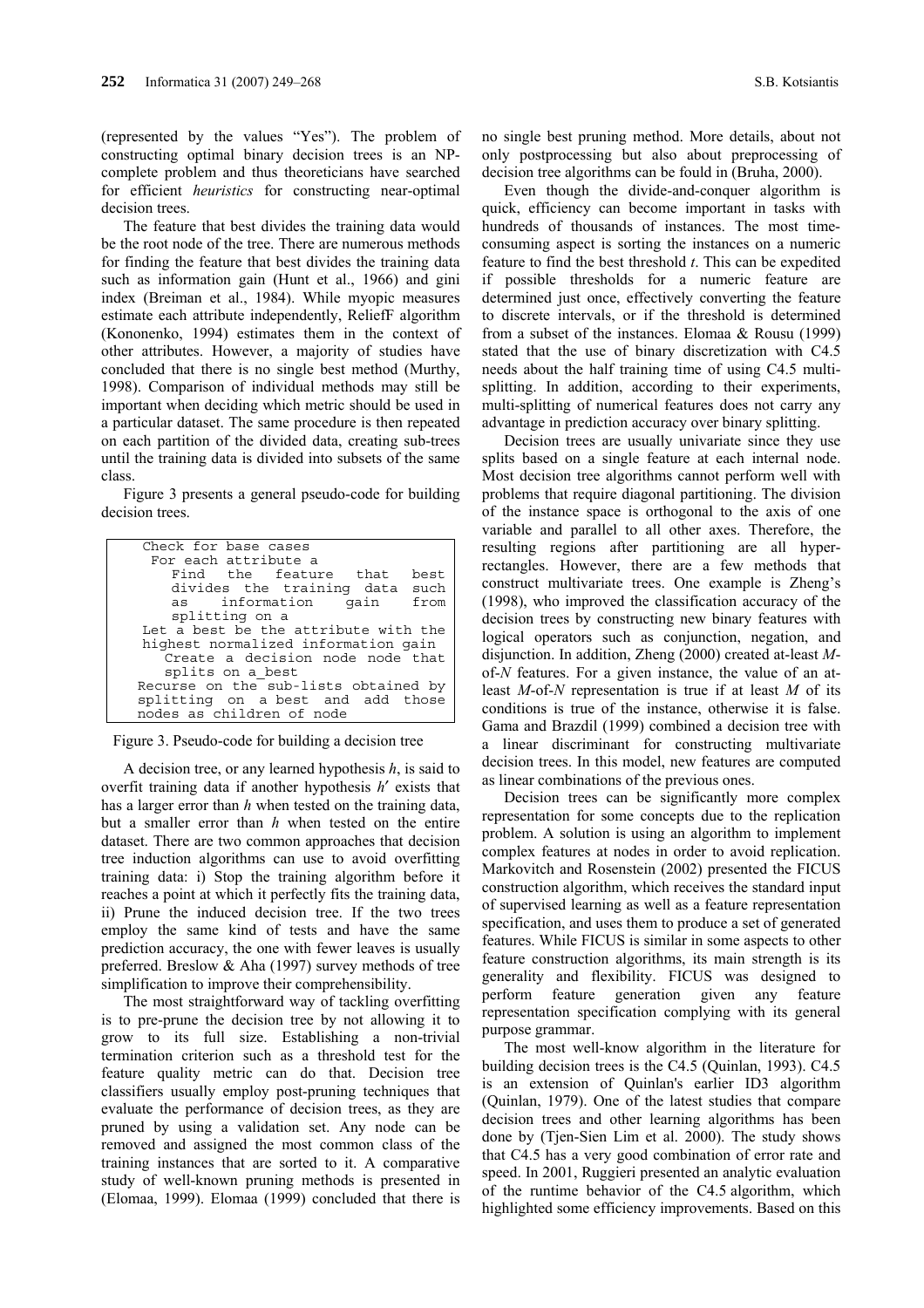(represented by the values "Yes"). The problem of constructing optimal binary decision trees is an NP-complete problem and thus theoreticians have searched for efficient *heuristics* for constructing near-optimal decision trees.

The feature that best divides the training data would be the root node of the tree. There are numerous methods for finding the feature that best divides the training data such as information gain (Hunt et al., 1966) and gini index (Breiman et al., 1984). While myopic measures estimate each attribute independently, ReliefF algorithm (Kononenko, 1994) estimates them in the context of other attributes. However, a majority of studies have concluded that there is no single best method (Murthy, 1998). Comparison of individual methods may still be important when deciding which metric should be used in a particular dataset. The same procedure is then repeated on each partition of the divided data, creating sub-trees until the training data is divided into subsets of the same class.

Figure 3 presents a general pseudo-code for building decision trees.

```
Check for base cases
 For each attribute a
    Find the feature that best
    divides the training data such
    as information gain from
    splitting on a
Let a best be the attribute with the
highest normalized information gain
   Create a decision node node that
   splits on a_best
Recurse on the sub-lists obtained by
splitting on a best and add those
nodes as children of node
```

Figure 3. Pseudo-code for building a decision tree

A decision tree, or any learned hypothesis *h*, is said to overfit training data if another hypothesis *h′* exists that has a larger error than *h* when tested on the training data, but a smaller error than *h* when tested on the entire dataset. There are two common approaches that decision tree induction algorithms can use to avoid overfitting training data: i) Stop the training algorithm before it reaches a point at which it perfectly fits the training data, ii) Prune the induced decision tree. If the two trees employ the same kind of tests and have the same prediction accuracy, the one with fewer leaves is usually preferred. Breslow & Aha (1997) survey methods of tree simplification to improve their comprehensibility.

The most straightforward way of tackling overfitting is to pre-prune the decision tree by not allowing it to grow to its full size. Establishing a non-trivial termination criterion such as a threshold test for the feature quality metric can do that. Decision tree classifiers usually employ post-pruning techniques that evaluate the performance of decision trees, as they are pruned by using a validation set. Any node can be removed and assigned the most common class of the training instances that are sorted to it. A comparative study of well-known pruning methods is presented in (Elomaa, 1999). Elomaa (1999) concluded that there is no single best pruning method. More details, about not only postprocessing but also about preprocessing of decision tree algorithms can be fould in (Bruha, 2000).

Even though the divide-and-conquer algorithm is quick, efficiency can become important in tasks with hundreds of thousands of instances. The most time-consuming aspect is sorting the instances on a numeric feature to find the best threshold *t*. This can be expedited if possible thresholds for a numeric feature are determined just once, effectively converting the feature to discrete intervals, or if the threshold is determined from a subset of the instances. Elomaa & Rousu (1999) stated that the use of binary discretization with C4.5 needs about the half training time of using C4.5 multi-splitting. In addition, according to their experiments, multi-splitting of numerical features does not carry any advantage in prediction accuracy over binary splitting.

Decision trees are usually univariate since they use splits based on a single feature at each internal node. Most decision tree algorithms cannot perform well with problems that require diagonal partitioning. The division of the instance space is orthogonal to the axis of one variable and parallel to all other axes. Therefore, the resulting regions after partitioning are all hyper-rectangles. However, there are a few methods that construct multivariate trees. One example is Zheng's (1998), who improved the classification accuracy of the decision trees by constructing new binary features with logical operators such as conjunction, negation, and disjunction. In addition, Zheng (2000) created at-least *M*-of-*N* features. For a given instance, the value of an at-least *M*-of-*N* representation is true if at least *M* of its conditions is true of the instance, otherwise it is false. Gama and Brazdil (1999) combined a decision tree with a linear discriminant for constructing multivariate decision trees. In this model, new features are computed as linear combinations of the previous ones.

Decision trees can be significantly more complex representation for some concepts due to the replication problem. A solution is using an algorithm to implement complex features at nodes in order to avoid replication. Markovitch and Rosenstein (2002) presented the FICUS construction algorithm, which receives the standard input of supervised learning as well as a feature representation specification, and uses them to produce a set of generated features. While FICUS is similar in some aspects to other feature construction algorithms, its main strength is its generality and flexibility. FICUS was designed to perform feature generation given any feature representation specification complying with its general purpose grammar.

The most well-know algorithm in the literature for building decision trees is the C4.5 (Quinlan, 1993). C4.5 is an extension of Quinlan's earlier ID3 algorithm (Quinlan, 1979). One of the latest studies that compare decision trees and other learning algorithms has been done by (Tjen-Sien Lim et al. 2000). The study shows that C4.5 has a very good combination of error rate and speed. In 2001, Ruggieri presented an analytic evaluation of the runtime behavior of the C4.5 algorithm, which highlighted some efficiency improvements. Based on this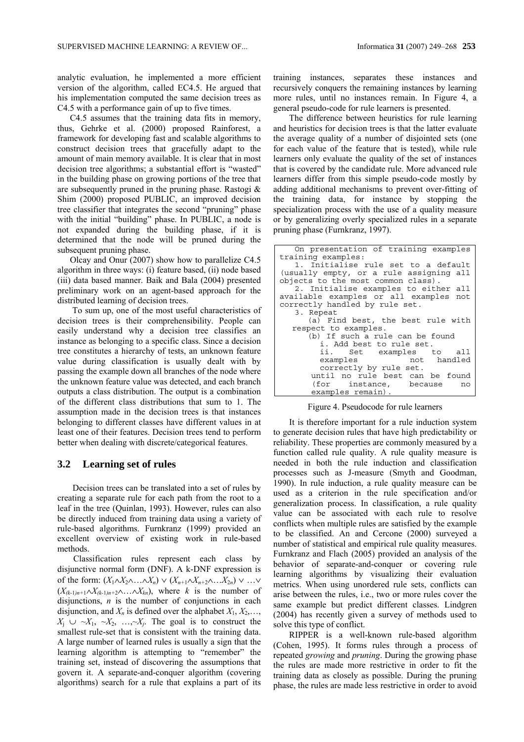analytic evaluation, he implemented a more efficient version of the algorithm, called EC4.5. He argued that his implementation computed the same decision trees as C4.5 with a performance gain of up to five times.

C4.5 assumes that the training data fits in memory, thus, Gehrke et al. (2000) proposed Rainforest, a framework for developing fast and scalable algorithms to construct decision trees that gracefully adapt to the amount of main memory available. It is clear that in most decision tree algorithms; a substantial effort is "wasted" in the building phase on growing portions of the tree that are subsequently pruned in the pruning phase. Rastogi & Shim (2000) proposed PUBLIC, an improved decision tree classifier that integrates the second "pruning" phase with the initial "building" phase. In PUBLIC, a node is not expanded during the building phase, if it is determined that the node will be pruned during the subsequent pruning phase.

Olcay and Onur (2007) show how to parallelize C4.5 algorithm in three ways: (i) feature based, (ii) node based (iii) data based manner. Baik and Bala (2004) presented preliminary work on an agent-based approach for the distributed learning of decision trees.

To sum up, one of the most useful characteristics of decision trees is their comprehensibility. People can easily understand why a decision tree classifies an instance as belonging to a specific class. Since a decision tree constitutes a hierarchy of tests, an unknown feature value during classification is usually dealt with by passing the example down all branches of the node where the unknown feature value was detected, and each branch outputs a class distribution. The output is a combination of the different class distributions that sum to 1. The assumption made in the decision trees is that instances belonging to different classes have different values in at least one of their features. Decision trees tend to perform better when dealing with discrete/categorical features.

## 3.2 Learning set of rules

Decision trees can be translated into a set of rules by creating a separate rule for each path from the root to a leaf in the tree (Quinlan, 1993). However, rules can also be directly induced from training data using a variety of rule-based algorithms. Furnkranz (1999) provided an excellent overview of existing work in rule-based methods.

Classification rules represent each class by disjunctive normal form (DNF). A k-DNF expression is of the form: $(X_1 \wedge X_2 \wedge \ldots \wedge X_n) \vee (X_{n+1} \wedge X_{n+2} \wedge \ldots X_{2n}) \vee \ldots \vee (X_{(k-1)n+1} \wedge X_{(k-1)n+2} \wedge \ldots \wedge X_{kn})$, where $k$ is the number of disjunctions, $n$ is the number of conjunctions in each disjunction, and $X_n$ is defined over the alphabet $X_1, X_2, \ldots, X_j \cup \sim X_1, \sim X_2, \ldots, \sim X_j$. The goal is to construct the smallest rule-set that is consistent with the training data. A large number of learned rules is usually a sign that the learning algorithm is attempting to "remember" the training set, instead of discovering the assumptions that govern it. A separate-and-conquer algorithm (covering algorithms) search for a rule that explains a part of its training instances, separates these instances and recursively conquers the remaining instances by learning more rules, until no instances remain. In Figure 4, a general pseudo-code for rule learners is presented.

The difference between heuristics for rule learning and heuristics for decision trees is that the latter evaluate the average quality of a number of disjointed sets (one for each value of the feature that is tested), while rule learners only evaluate the quality of the set of instances that is covered by the candidate rule. More advanced rule learners differ from this simple pseudo-code mostly by adding additional mechanisms to prevent over-fitting of the training data, for instance by stopping the specialization process with the use of a quality measure or by generalizing overly specialized rules in a separate pruning phase (Furnkranz, 1997).

```
   On presentation of training examples
training examples:
   1. Initialise rule set to a default
(usually empty, or a rule assigning all
objects to the most common class).
   2. Initialise examples to either all
available examples or all examples not
correctly handled by rule set.
   3. Repeat
      (a) Find best, the best rule with
   respect to examples.
      (b) If such a rule can be found
        i. Add best to rule set.
        ii.  Set  examples  to  all
        examples        not  handled
        correctly by rule set.
      until no rule best can be found
      (for   instance,   because   no
      examples remain).
```

Figure 4. Pseudocode for rule learners

It is therefore important for a rule induction system to generate decision rules that have high predictability or reliability. These properties are commonly measured by a function called rule quality. A rule quality measure is needed in both the rule induction and classification processes such as J-measure (Smyth and Goodman, 1990). In rule induction, a rule quality measure can be used as a criterion in the rule specification and/or generalization process. In classification, a rule quality value can be associated with each rule to resolve conflicts when multiple rules are satisfied by the example to be classified. An and Cercone (2000) surveyed a number of statistical and empirical rule quality measures. Furnkranz and Flach (2005) provided an analysis of the behavior of separate-and-conquer or covering rule learning algorithms by visualizing their evaluation metrics. When using unordered rule sets, conflicts can arise between the rules, i.e., two or more rules cover the same example but predict different classes. Lindgren (2004) has recently given a survey of methods used to solve this type of conflict.

RIPPER is a well-known rule-based algorithm (Cohen, 1995). It forms rules through a process of repeated *growing* and *pruning*. During the growing phase the rules are made more restrictive in order to fit the training data as closely as possible. During the pruning phase, the rules are made less restrictive in order to avoid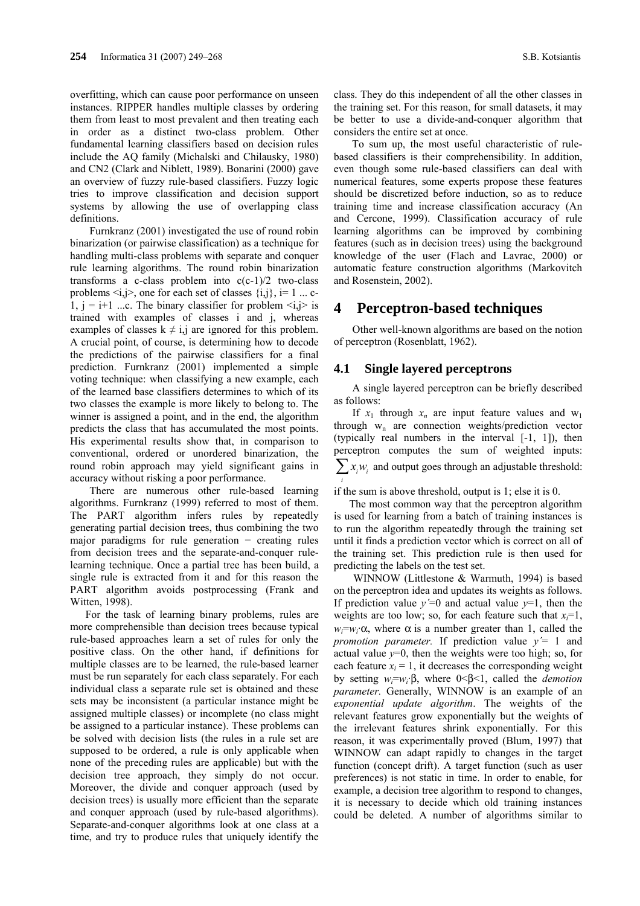overfitting, which can cause poor performance on unseen instances. RIPPER handles multiple classes by ordering them from least to most prevalent and then treating each in order as a distinct two-class problem. Other fundamental learning classifiers based on decision rules include the AQ family (Michalski and Chilausky, 1980) and CN2 (Clark and Niblett, 1989). Bonarini (2000) gave an overview of fuzzy rule-based classifiers. Fuzzy logic tries to improve classification and decision support systems by allowing the use of overlapping class definitions.

Furnkranz (2001) investigated the use of round robin binarization (or pairwise classification) as a technique for handling multi-class problems with separate and conquer rule learning algorithms. The round robin binarization transforms a c-class problem into $c(c-1)/2$ two-class problems $<i,j>$, one for each set of classes $\{i,j\}$, $i = 1 \ldots c-1$, $j = i+1 \ldots c$. The binary classifier for problem $<i,j>$ is trained with examples of classes i and j, whereas examples of classes $k \neq i,j$ are ignored for this problem. A crucial point, of course, is determining how to decode the predictions of the pairwise classifiers for a final prediction. Furnkranz (2001) implemented a simple voting technique: when classifying a new example, each of the learned base classifiers determines to which of its two classes the example is more likely to belong to. The winner is assigned a point, and in the end, the algorithm predicts the class that has accumulated the most points. His experimental results show that, in comparison to conventional, ordered or unordered binarization, the round robin approach may yield significant gains in accuracy without risking a poor performance.

There are numerous other rule-based learning algorithms. Furnkranz (1999) referred to most of them. The PART algorithm infers rules by repeatedly generating partial decision trees, thus combining the two major paradigms for rule generation − creating rules from decision trees and the separate-and-conquer rule-learning technique. Once a partial tree has been build, a single rule is extracted from it and for this reason the PART algorithm avoids postprocessing (Frank and Witten, 1998).

For the task of learning binary problems, rules are more comprehensible than decision trees because typical rule-based approaches learn a set of rules for only the positive class. On the other hand, if definitions for multiple classes are to be learned, the rule-based learner must be run separately for each class separately. For each individual class a separate rule set is obtained and these sets may be inconsistent (a particular instance might be assigned multiple classes) or incomplete (no class might be assigned to a particular instance). These problems can be solved with decision lists (the rules in a rule set are supposed to be ordered, a rule is only applicable when none of the preceding rules are applicable) but with the decision tree approach, they simply do not occur. Moreover, the divide and conquer approach (used by decision trees) is usually more efficient than the separate and conquer approach (used by rule-based algorithms). Separate-and-conquer algorithms look at one class at a time, and try to produce rules that uniquely identify the class. They do this independent of all the other classes in the training set. For this reason, for small datasets, it may be better to use a divide-and-conquer algorithm that considers the entire set at once.

To sum up, the most useful characteristic of rule-based classifiers is their comprehensibility. In addition, even though some rule-based classifiers can deal with numerical features, some experts propose these features should be discretized before induction, so as to reduce training time and increase classification accuracy (An and Cercone, 1999). Classification accuracy of rule learning algorithms can be improved by combining features (such as in decision trees) using the background knowledge of the user (Flach and Lavrac, 2000) or automatic feature construction algorithms (Markovitch and Rosenstein, 2002).

# 4 Perceptron-based techniques

Other well-known algorithms are based on the notion of perceptron (Rosenblatt, 1962).

## 4.1 Single layered perceptrons

A single layered perceptron can be briefly described as follows:

If $x_1$ through $x_n$ are input feature values and $w_1$ through $w_n$ are connection weights/prediction vector (typically real numbers in the interval [-1, 1]), then perceptron computes the sum of weighted inputs: $\sum_i x_i w_i$ and output goes through an adjustable threshold: if the sum is above threshold, output is 1; else it is 0.

The most common way that the perceptron algorithm is used for learning from a batch of training instances is to run the algorithm repeatedly through the training set until it finds a prediction vector which is correct on all of the training set. This prediction rule is then used for predicting the labels on the test set.

WINNOW (Littlestone & Warmuth, 1994) is based on the perceptron idea and updates its weights as follows. If prediction value $y'=0$ and actual value $y=1$, then the weights are too low; so, for each feature such that $x_i=1$, $w_i=w_i \cdot \alpha$, where $\alpha$ is a number greater than 1, called the *promotion parameter.* If prediction value $y'= 1$ and actual value $y=0$, then the weights were too high; so, for each feature $x_i = 1$, it decreases the corresponding weight by setting $w_i=w_i \cdot \beta$, where $0<\beta<1$, called the *demotion parameter.* Generally, WINNOW is an example of an *exponential update algorithm*. The weights of the relevant features grow exponentially but the weights of the irrelevant features shrink exponentially. For this reason, it was experimentally proved (Blum, 1997) that WINNOW can adapt rapidly to changes in the target function (concept drift). A target function (such as user preferences) is not static in time. In order to enable, for example, a decision tree algorithm to respond to changes, it is necessary to decide which old training instances could be deleted. A number of algorithms similar to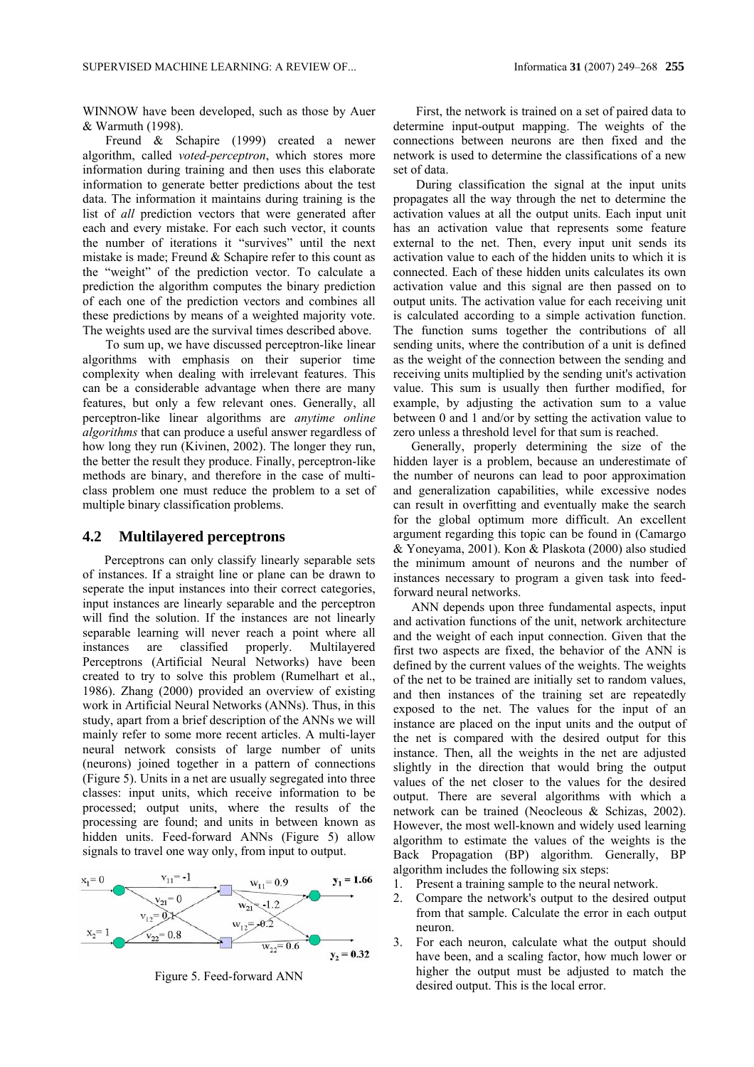WINNOW have been developed, such as those by Auer & Warmuth (1998).

Freund & Schapire (1999) created a newer algorithm, called *voted-perceptron*, which stores more information during training and then uses this elaborate information to generate better predictions about the test data. The information it maintains during training is the list of *all* prediction vectors that were generated after each and every mistake. For each such vector, it counts the number of iterations it "survives" until the next mistake is made; Freund & Schapire refer to this count as the "weight" of the prediction vector. To calculate a prediction the algorithm computes the binary prediction of each one of the prediction vectors and combines all these predictions by means of a weighted majority vote. The weights used are the survival times described above.

To sum up, we have discussed perceptron-like linear algorithms with emphasis on their superior time complexity when dealing with irrelevant features. This can be a considerable advantage when there are many features, but only a few relevant ones. Generally, all perceptron-like linear algorithms are *anytime online algorithms* that can produce a useful answer regardless of how long they run (Kivinen, 2002). The longer they run, the better the result they produce. Finally, perceptron-like methods are binary, and therefore in the case of multi-class problem one must reduce the problem to a set of multiple binary classification problems.

## 4.2 Multilayered perceptrons

Perceptrons can only classify linearly separable sets of instances. If a straight line or plane can be drawn to seperate the input instances into their correct categories, input instances are linearly separable and the perceptron will find the solution. If the instances are not linearly separable learning will never reach a point where all instances are classified properly. Multilayered Perceptrons (Artificial Neural Networks) have been created to try to solve this problem (Rumelhart et al., 1986). Zhang (2000) provided an overview of existing work in Artificial Neural Networks (ANNs). Thus, in this study, apart from a brief description of the ANNs we will mainly refer to some more recent articles. A multi-layer neural network consists of large number of units (neurons) joined together in a pattern of connections (Figure 5). Units in a net are usually segregated into three classes: input units, which receive information to be processed; output units, where the results of the processing are found; and units in between known as hidden units. Feed-forward ANNs (Figure 5) allow signals to travel one way only, from input to output.

$x_1 = 0$
$x_2 = 1$
$v_{11} = -1$
$v_{21} = 0$
$v_{12} = 0.1$
$v_{22} = 0.8$
$w_{11} = 0.9$
$w_{21} = -1.2$
$w_{12} = 0.2$
$w_{22} = 0.6$
$y_1 = 1.66$
$y_2 = 0.32$

Figure 5. Feed-forward ANN

First, the network is trained on a set of paired data to determine input-output mapping. The weights of the connections between neurons are then fixed and the network is used to determine the classifications of a new set of data.

During classification the signal at the input units propagates all the way through the net to determine the activation values at all the output units. Each input unit has an activation value that represents some feature external to the net. Then, every input unit sends its activation value to each of the hidden units to which it is connected. Each of these hidden units calculates its own activation value and this signal are then passed on to output units. The activation value for each receiving unit is calculated according to a simple activation function. The function sums together the contributions of all sending units, where the contribution of a unit is defined as the weight of the connection between the sending and receiving units multiplied by the sending unit's activation value. This sum is usually then further modified, for example, by adjusting the activation sum to a value between 0 and 1 and/or by setting the activation value to zero unless a threshold level for that sum is reached.

Generally, properly determining the size of the hidden layer is a problem, because an underestimate of the number of neurons can lead to poor approximation and generalization capabilities, while excessive nodes can result in overfitting and eventually make the search for the global optimum more difficult. An excellent argument regarding this topic can be found in (Camargo & Yoneyama, 2001). Kon & Plaskota (2000) also studied the minimum amount of neurons and the number of instances necessary to program a given task into feed-forward neural networks.

ANN depends upon three fundamental aspects, input and activation functions of the unit, network architecture and the weight of each input connection. Given that the first two aspects are fixed, the behavior of the ANN is defined by the current values of the weights. The weights of the net to be trained are initially set to random values, and then instances of the training set are repeatedly exposed to the net. The values for the input of an instance are placed on the input units and the output of the net is compared with the desired output for this instance. Then, all the weights in the net are adjusted slightly in the direction that would bring the output values of the net closer to the values for the desired output. There are several algorithms with which a network can be trained (Neocleous & Schizas, 2002). However, the most well-known and widely used learning algorithm to estimate the values of the weights is the Back Propagation (BP) algorithm. Generally, BP algorithm includes the following six steps:

1. Present a training sample to the neural network.
2. Compare the network's output to the desired output from that sample. Calculate the error in each output neuron.
3. For each neuron, calculate what the output should have been, and a scaling factor, how much lower or higher the output must be adjusted to match the desired output. This is the local error.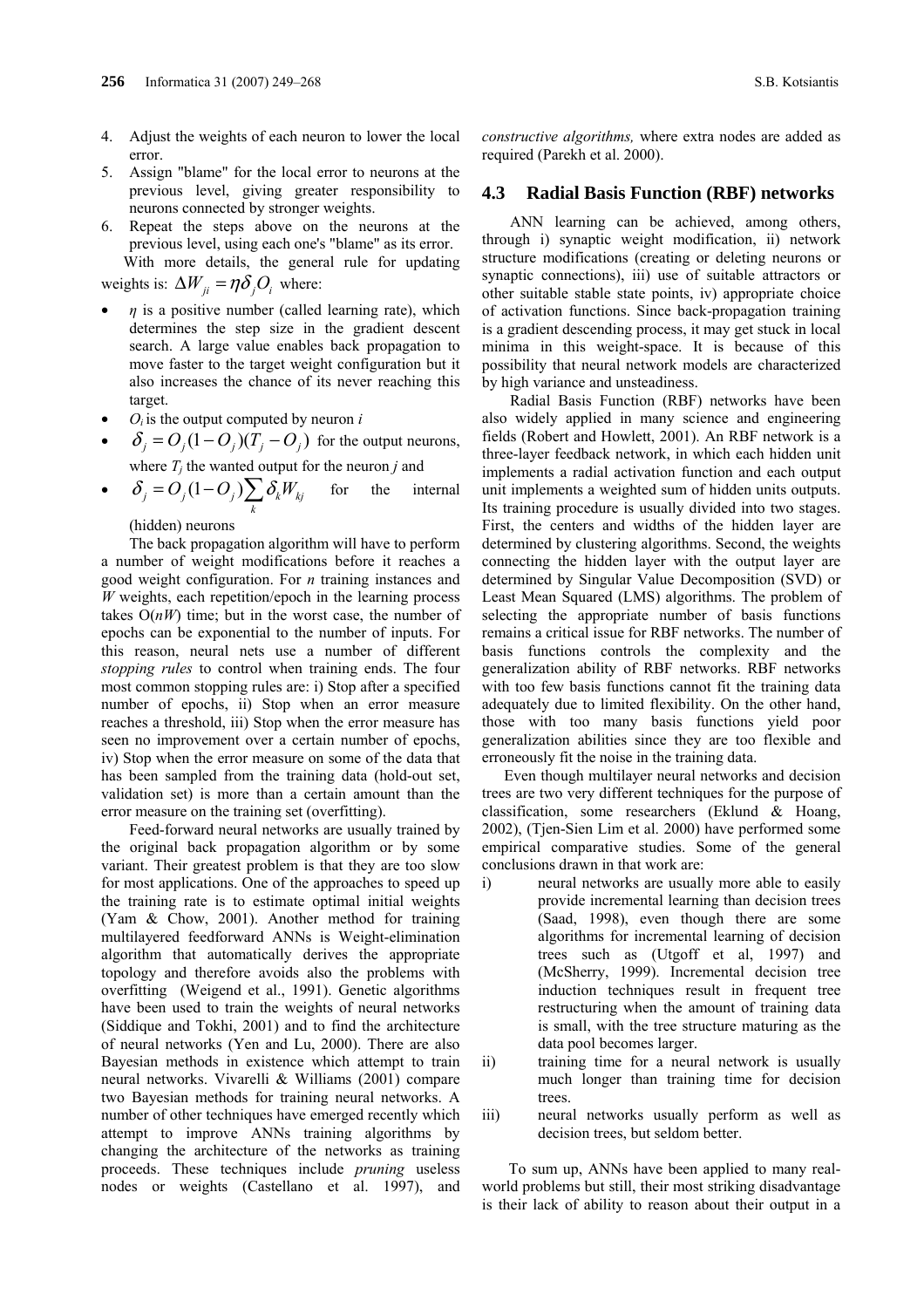4. Adjust the weights of each neuron to lower the local error.
5. Assign "blame" for the local error to neurons at the previous level, giving greater responsibility to neurons connected by stronger weights.
6. Repeat the steps above on the neurons at the previous level, using each one's "blame" as its error.

With more details, the general rule for updating weights is: $\Delta W_{ji} = \eta \delta_j O_i$ where:

- $\eta$ is a positive number (called learning rate), which determines the step size in the gradient descent search. A large value enables back propagation to move faster to the target weight configuration but it also increases the chance of its never reaching this target.
- $O_i$ is the output computed by neuron $i$
- $\delta_j = O_j(1 - O_j)(T_j - O_j)$ for the output neurons, where $T_j$ the wanted output for the neuron $j$ and
- $\delta_j = O_j(1 - O_j)\sum_k \delta_k W_{kj}$ for the internal (hidden) neurons

The back propagation algorithm will have to perform a number of weight modifications before it reaches a good weight configuration. For $n$ training instances and $W$ weights, each repetition/epoch in the learning process takes $O(nW)$ time; but in the worst case, the number of epochs can be exponential to the number of inputs. For this reason, neural nets use a number of different *stopping rules* to control when training ends. The four most common stopping rules are: i) Stop after a specified number of epochs, ii) Stop when an error measure reaches a threshold, iii) Stop when the error measure has seen no improvement over a certain number of epochs, iv) Stop when the error measure on some of the data that has been sampled from the training data (hold-out set, validation set) is more than a certain amount than the error measure on the training set (overfitting).

Feed-forward neural networks are usually trained by the original back propagation algorithm or by some variant. Their greatest problem is that they are too slow for most applications. One of the approaches to speed up the training rate is to estimate optimal initial weights (Yam & Chow, 2001). Another method for training multilayered feedforward ANNs is Weight-elimination algorithm that automatically derives the appropriate topology and therefore avoids also the problems with overfitting (Weigend et al., 1991). Genetic algorithms have been used to train the weights of neural networks (Siddique and Tokhi, 2001) and to find the architecture of neural networks (Yen and Lu, 2000). There are also Bayesian methods in existence which attempt to train neural networks. Vivarelli & Williams (2001) compare two Bayesian methods for training neural networks. A number of other techniques have emerged recently which attempt to improve ANNs training algorithms by changing the architecture of the networks as training proceeds. These techniques include *pruning* useless nodes or weights (Castellano et al. 1997), and *constructive algorithms,* where extra nodes are added as required (Parekh et al. 2000).

## 4.3 Radial Basis Function (RBF) networks

ANN learning can be achieved, among others, through i) synaptic weight modification, ii) network structure modifications (creating or deleting neurons or synaptic connections), iii) use of suitable attractors or other suitable stable state points, iv) appropriate choice of activation functions. Since back-propagation training is a gradient descending process, it may get stuck in local minima in this weight-space. It is because of this possibility that neural network models are characterized by high variance and unsteadiness.

Radial Basis Function (RBF) networks have been also widely applied in many science and engineering fields (Robert and Howlett, 2001). An RBF network is a three-layer feedback network, in which each hidden unit implements a radial activation function and each output unit implements a weighted sum of hidden units outputs. Its training procedure is usually divided into two stages. First, the centers and widths of the hidden layer are determined by clustering algorithms. Second, the weights connecting the hidden layer with the output layer are determined by Singular Value Decomposition (SVD) or Least Mean Squared (LMS) algorithms. The problem of selecting the appropriate number of basis functions remains a critical issue for RBF networks. The number of basis functions controls the complexity and the generalization ability of RBF networks. RBF networks with too few basis functions cannot fit the training data adequately due to limited flexibility. On the other hand, those with too many basis functions yield poor generalization abilities since they are too flexible and erroneously fit the noise in the training data.

Even though multilayer neural networks and decision trees are two very different techniques for the purpose of classification, some researchers (Eklund & Hoang, 2002), (Tjen-Sien Lim et al. 2000) have performed some empirical comparative studies. Some of the general conclusions drawn in that work are:

i) neural networks are usually more able to easily provide incremental learning than decision trees (Saad, 1998), even though there are some algorithms for incremental learning of decision trees such as (Utgoff et al, 1997) and (McSherry, 1999). Incremental decision tree induction techniques result in frequent tree restructuring when the amount of training data is small, with the tree structure maturing as the data pool becomes larger.
ii) training time for a neural network is usually much longer than training time for decision trees.
iii) neural networks usually perform as well as decision trees, but seldom better.

To sum up, ANNs have been applied to many real-world problems but still, their most striking disadvantage is their lack of ability to reason about their output in a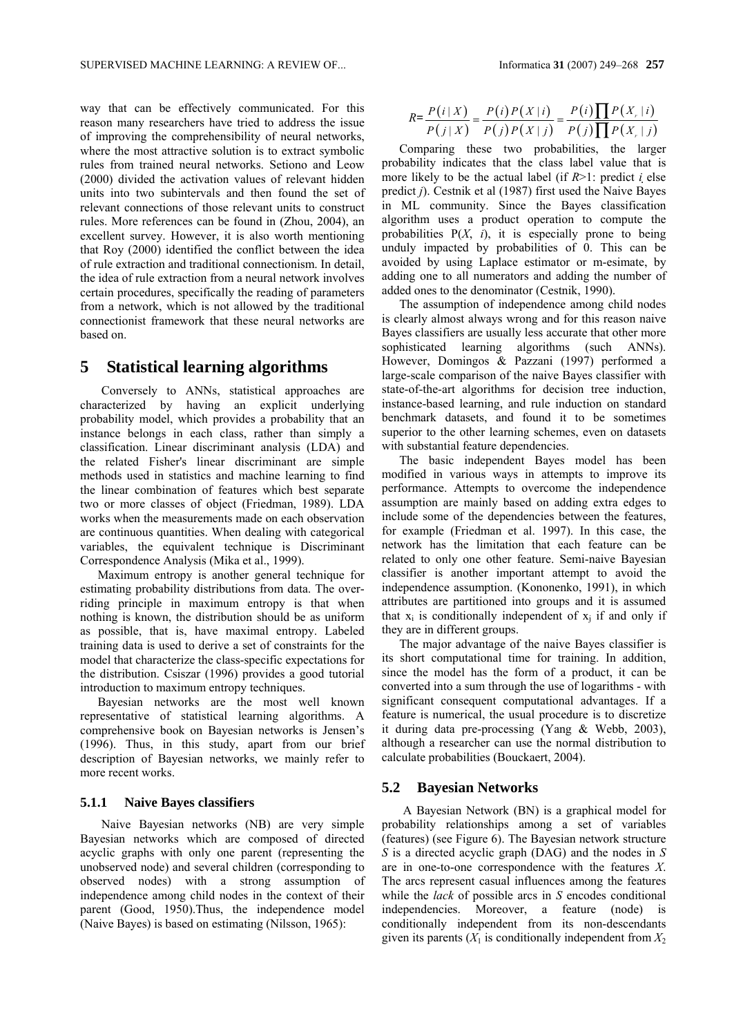way that can be effectively communicated. For this reason many researchers have tried to address the issue of improving the comprehensibility of neural networks, where the most attractive solution is to extract symbolic rules from trained neural networks. Setiono and Leow (2000) divided the activation values of relevant hidden units into two subintervals and then found the set of relevant connections of those relevant units to construct rules. More references can be found in (Zhou, 2004), an excellent survey. However, it is also worth mentioning that Roy (2000) identified the conflict between the idea of rule extraction and traditional connectionism. In detail, the idea of rule extraction from a neural network involves certain procedures, specifically the reading of parameters from a network, which is not allowed by the traditional connectionist framework that these neural networks are based on.

# 5 Statistical learning algorithms

Conversely to ANNs, statistical approaches are characterized by having an explicit underlying probability model, which provides a probability that an instance belongs in each class, rather than simply a classification. Linear discriminant analysis (LDA) and the related Fisher's linear discriminant are simple methods used in statistics and machine learning to find the linear combination of features which best separate two or more classes of object (Friedman, 1989). LDA works when the measurements made on each observation are continuous quantities. When dealing with categorical variables, the equivalent technique is Discriminant Correspondence Analysis (Mika et al., 1999).

Maximum entropy is another general technique for estimating probability distributions from data. The overriding principle in maximum entropy is that when nothing is known, the distribution should be as uniform as possible, that is, have maximal entropy. Labeled training data is used to derive a set of constraints for the model that characterize the class-specific expectations for the distribution. Csiszar (1996) provides a good tutorial introduction to maximum entropy techniques.

Bayesian networks are the most well known representative of statistical learning algorithms. A comprehensive book on Bayesian networks is Jensen's (1996). Thus, in this study, apart from our brief description of Bayesian networks, we mainly refer to more recent works.

### 5.1.1 Naive Bayes classifiers

Naive Bayesian networks (NB) are very simple Bayesian networks which are composed of directed acyclic graphs with only one parent (representing the unobserved node) and several children (corresponding to observed nodes) with a strong assumption of independence among child nodes in the context of their parent (Good, 1950).Thus, the independence model (Naive Bayes) is based on estimating (Nilsson, 1965):

$$R = \frac{P(i \mid X)}{P(j \mid X)} = \frac{P(i)P(X \mid i)}{P(j)P(X \mid j)} = \frac{P(i)\prod P(X_r \mid i)}{P(j)\prod P(X_r \mid j)}$$

Comparing these two probabilities, the larger probability indicates that the class label value that is more likely to be the actual label (if $R$>1: predict $i$ else predict $j$). Cestnik et al (1987) first used the Naive Bayes in ML community. Since the Bayes classification algorithm uses a product operation to compute the probabilities P($X$, $i$), it is especially prone to being unduly impacted by probabilities of 0. This can be avoided by using Laplace estimator or m-esimate, by adding one to all numerators and adding the number of added ones to the denominator (Cestnik, 1990).

The assumption of independence among child nodes is clearly almost always wrong and for this reason naive Bayes classifiers are usually less accurate that other more sophisticated learning algorithms (such ANNs). However, Domingos & Pazzani (1997) performed a large-scale comparison of the naive Bayes classifier with state-of-the-art algorithms for decision tree induction, instance-based learning, and rule induction on standard benchmark datasets, and found it to be sometimes superior to the other learning schemes, even on datasets with substantial feature dependencies.

The basic independent Bayes model has been modified in various ways in attempts to improve its performance. Attempts to overcome the independence assumption are mainly based on adding extra edges to include some of the dependencies between the features, for example (Friedman et al. 1997). In this case, the network has the limitation that each feature can be related to only one other feature. Semi-naive Bayesian classifier is another important attempt to avoid the independence assumption. (Kononenko, 1991), in which attributes are partitioned into groups and it is assumed that $x_i$ is conditionally independent of $x_j$ if and only if they are in different groups.

The major advantage of the naive Bayes classifier is its short computational time for training. In addition, since the model has the form of a product, it can be converted into a sum through the use of logarithms - with significant consequent computational advantages. If a feature is numerical, the usual procedure is to discretize it during data pre-processing (Yang & Webb, 2003), although a researcher can use the normal distribution to calculate probabilities (Bouckaert, 2004).

## 5.2 Bayesian Networks

A Bayesian Network (BN) is a graphical model for probability relationships among a set of variables (features) (see Figure 6). The Bayesian network structure $S$ is a directed acyclic graph (DAG) and the nodes in $S$ are in one-to-one correspondence with the features $X$. The arcs represent casual influences among the features while the *lack* of possible arcs in $S$ encodes conditional independencies. Moreover, a feature (node) is conditionally independent from its non-descendants given its parents ($X_1$ is conditionally independent from $X_2$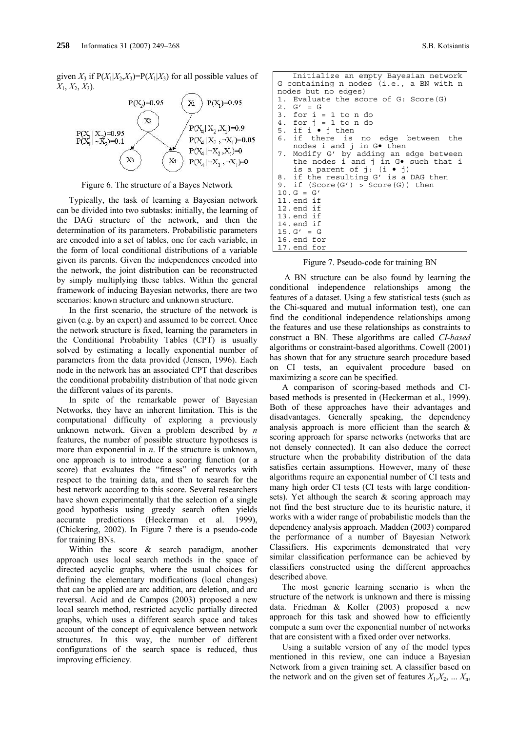given $X_3$ if $P(X_1|X_2,X_3)=P(X_1|X_3)$ for all possible values of $X_1$, $X_2$, $X_3$).

$P(X_2)=0.95$

$P(X_1)=0.95$

$P(X_3|X_2)=0.95$

$P(X_3|\neg X_2)=0.1$

$P(X_4|X_2,X_1)=0.9$

$P(X_4|X_2,\neg X_1)=0.05$

$P(X_4|\neg X_2,X_1)=0$

$P(X_4|\neg X_2,\neg X_1)=0$

X1

X2

X3

X4

Figure 6. The structure of a Bayes Network

Typically, the task of learning a Bayesian network can be divided into two subtasks: initially, the learning of the DAG structure of the network, and then the determination of its parameters. Probabilistic parameters are encoded into a set of tables, one for each variable, in the form of local conditional distributions of a variable given its parents. Given the independences encoded into the network, the joint distribution can be reconstructed by simply multiplying these tables. Within the general framework of inducing Bayesian networks, there are two scenarios: known structure and unknown structure.

In the first scenario, the structure of the network is given (e.g. by an expert) and assumed to be correct. Once the network structure is fixed, learning the parameters in the Conditional Probability Tables (CPT) is usually solved by estimating a locally exponential number of parameters from the data provided (Jensen, 1996). Each node in the network has an associated CPT that describes the conditional probability distribution of that node given the different values of its parents.

In spite of the remarkable power of Bayesian Networks, they have an inherent limitation. This is the computational difficulty of exploring a previously unknown network. Given a problem described by *n* features, the number of possible structure hypotheses is more than exponential in *n*. If the structure is unknown, one approach is to introduce a scoring function (or a score) that evaluates the "fitness" of networks with respect to the training data, and then to search for the best network according to this score. Several researchers have shown experimentally that the selection of a single good hypothesis using greedy search often yields accurate predictions (Heckerman et al. 1999), (Chickering, 2002). In Figure 7 there is a pseudo-code for training BNs.

Within the score & search paradigm, another approach uses local search methods in the space of directed acyclic graphs, where the usual choices for defining the elementary modifications (local changes) that can be applied are arc addition, arc deletion, and arc reversal. Acid and de Campos (2003) proposed a new local search method, restricted acyclic partially directed graphs, which uses a different search space and takes account of the concept of equivalence between network structures. In this way, the number of different configurations of the search space is reduced, thus improving efficiency.

```
   Initialize an empty Bayesian network
G containing n nodes (i.e., a BN with n
nodes but no edges)
1. Evaluate the score of G: Score(G)
2. G' = G
3. for i = 1 to n do
4. for j = 1 to n do
5. if i • j then
6. if there is no edge between the
   nodes i and j in G• then
7. Modify G' by adding an edge between
   the nodes i and j in G• such that i
   is a parent of j: (i • j)
8. if the resulting G' is a DAG then
9. if (Score(G') > Score(G)) then
10. G = G'
11. end if
12. end if
13. end if
14. end if
15. G' = G
16. end for
17. end for
```

Figure 7. Pseudo-code for training BN

A BN structure can be also found by learning the conditional independence relationships among the features of a dataset. Using a few statistical tests (such as the Chi-squared and mutual information test), one can find the conditional independence relationships among the features and use these relationships as constraints to construct a BN. These algorithms are called *CI-based* algorithms or constraint-based algorithms. Cowell (2001) has shown that for any structure search procedure based on CI tests, an equivalent procedure based on maximizing a score can be specified.

A comparison of scoring-based methods and CI-based methods is presented in (Heckerman et al., 1999). Both of these approaches have their advantages and disadvantages. Generally speaking, the dependency analysis approach is more efficient than the search & scoring approach for sparse networks (networks that are not densely connected). It can also deduce the correct structure when the probability distribution of the data satisfies certain assumptions. However, many of these algorithms require an exponential number of CI tests and many high order CI tests (CI tests with large condition-sets). Yet although the search & scoring approach may not find the best structure due to its heuristic nature, it works with a wider range of probabilistic models than the dependency analysis approach. Madden (2003) compared the performance of a number of Bayesian Network Classifiers. His experiments demonstrated that very similar classification performance can be achieved by classifiers constructed using the different approaches described above.

The most generic learning scenario is when the structure of the network is unknown and there is missing data. Friedman & Koller (2003) proposed a new approach for this task and showed how to efficiently compute a sum over the exponential number of networks that are consistent with a fixed order over networks.

Using a suitable version of any of the model types mentioned in this review, one can induce a Bayesian Network from a given training set. A classifier based on the network and on the given set of features $X_1, X_2, \ldots X_n$,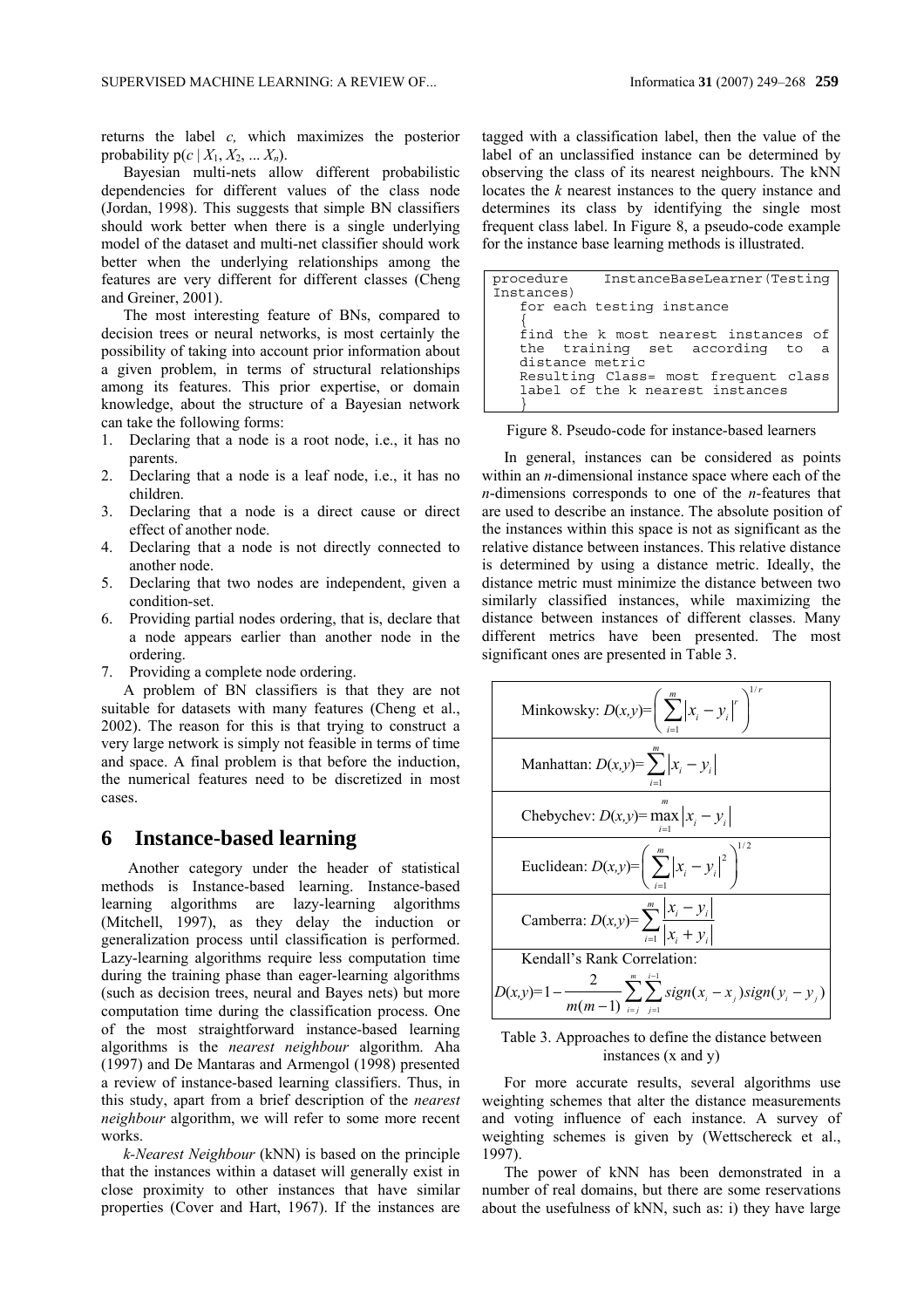returns the label *c,* which maximizes the posterior probability $p(c \mid X_1, X_2, \ldots X_n)$.

Bayesian multi-nets allow different probabilistic dependencies for different values of the class node (Jordan, 1998). This suggests that simple BN classifiers should work better when there is a single underlying model of the dataset and multi-net classifier should work better when the underlying relationships among the features are very different for different classes (Cheng and Greiner, 2001).

The most interesting feature of BNs, compared to decision trees or neural networks, is most certainly the possibility of taking into account prior information about a given problem, in terms of structural relationships among its features. This prior expertise, or domain knowledge, about the structure of a Bayesian network can take the following forms:

1. Declaring that a node is a root node, i.e., it has no parents.
2. Declaring that a node is a leaf node, i.e., it has no children.
3. Declaring that a node is a direct cause or direct effect of another node.
4. Declaring that a node is not directly connected to another node.
5. Declaring that two nodes are independent, given a condition-set.
6. Providing partial nodes ordering, that is, declare that a node appears earlier than another node in the ordering.
7. Providing a complete node ordering.

A problem of BN classifiers is that they are not suitable for datasets with many features (Cheng et al., 2002). The reason for this is that trying to construct a very large network is simply not feasible in terms of time and space. A final problem is that before the induction, the numerical features need to be discretized in most cases.

# 6 Instance-based learning

Another category under the header of statistical methods is Instance-based learning. Instance-based learning algorithms are lazy-learning algorithms (Mitchell, 1997), as they delay the induction or generalization process until classification is performed. Lazy-learning algorithms require less computation time during the training phase than eager-learning algorithms (such as decision trees, neural and Bayes nets) but more computation time during the classification process. One of the most straightforward instance-based learning algorithms is the *nearest neighbour* algorithm. Aha (1997) and De Mantaras and Armengol (1998) presented a review of instance-based learning classifiers. Thus, in this study, apart from a brief description of the *nearest neighbour* algorithm, we will refer to some more recent works.

*k-Nearest Neighbour* (kNN) is based on the principle that the instances within a dataset will generally exist in close proximity to other instances that have similar properties (Cover and Hart, 1967). If the instances are tagged with a classification label, then the value of the label of an unclassified instance can be determined by observing the class of its nearest neighbours. The kNN locates the *k* nearest instances to the query instance and determines its class by identifying the single most frequent class label. In Figure 8, a pseudo-code example for the instance base learning methods is illustrated.

```
procedure    InstanceBaseLearner(Testing Instances)
   for each testing instance
   {
   find the k most nearest instances of the training set according to a distance metric
   Resulting Class= most frequent class label of the k nearest instances
   }
```

Figure 8. Pseudo-code for instance-based learners

In general, instances can be considered as points within an *n*-dimensional instance space where each of the *n*-dimensions corresponds to one of the *n*-features that are used to describe an instance. The absolute position of the instances within this space is not as significant as the relative distance between instances. This relative distance is determined by using a distance metric. Ideally, the distance metric must minimize the distance between two similarly classified instances, while maximizing the distance between instances of different classes. Many different metrics have been presented. The most significant ones are presented in Table 3.

| Distance |
|---|
| Minkowsky: $D(x,y)=\left(\sum_{i=1}^{m}\lvert x_i - y_i\rvert^{r}\right)^{1/r}$ |
| Manhattan: $D(x,y)=\sum_{i=1}^{m}\lvert x_i - y_i\rvert$ |
| Chebychev: $D(x,y)=\max_{i=1}^{m}\lvert x_i - y_i\rvert$ |
| Euclidean: $D(x,y)=\left(\sum_{i=1}^{m}\lvert x_i - y_i\rvert^{2}\right)^{1/2}$ |
| Camberra: $D(x,y)=\sum_{i=1}^{m}\frac{\lvert x_i - y_i\rvert}{\lvert x_i + y_i\rvert}$ |
| Kendall's Rank Correlation: $D(x,y)=1-\frac{2}{m(m-1)}\sum_{i=j}^{m}\sum_{j=1}^{i-1} sign(x_i - x_j)sign(y_i - y_j)$ |

Table 3. Approaches to define the distance between instances (x and y)

For more accurate results, several algorithms use weighting schemes that alter the distance measurements and voting influence of each instance. A survey of weighting schemes is given by (Wettschereck et al., 1997).

The power of kNN has been demonstrated in a number of real domains, but there are some reservations about the usefulness of kNN, such as: i) they have large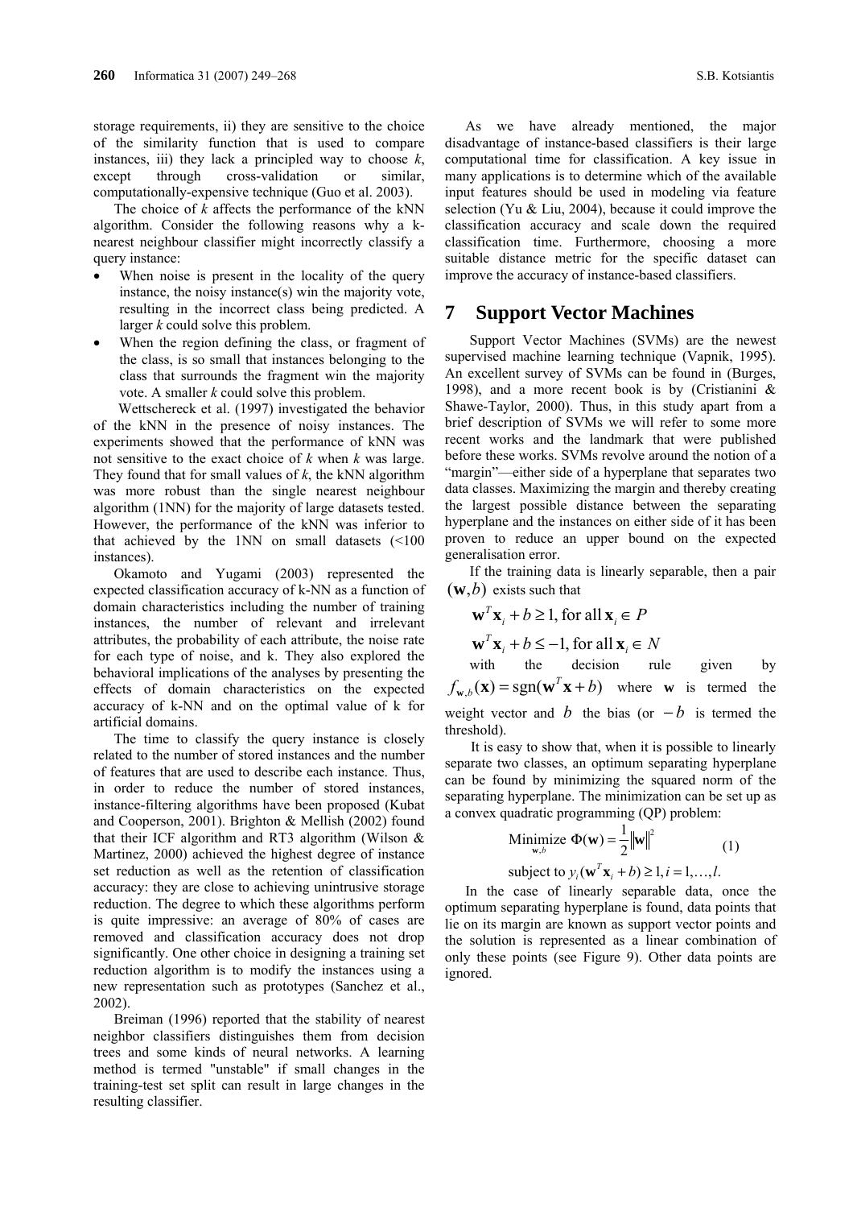storage requirements, ii) they are sensitive to the choice of the similarity function that is used to compare instances, iii) they lack a principled way to choose *k*, except through cross-validation or similar, computationally-expensive technique (Guo et al. 2003).

The choice of *k* affects the performance of the kNN algorithm. Consider the following reasons why a k-nearest neighbour classifier might incorrectly classify a query instance:

- When noise is present in the locality of the query instance, the noisy instance(s) win the majority vote, resulting in the incorrect class being predicted. A larger *k* could solve this problem.
- When the region defining the class, or fragment of the class, is so small that instances belonging to the class that surrounds the fragment win the majority vote. A smaller *k* could solve this problem.

Wettschereck et al. (1997) investigated the behavior of the kNN in the presence of noisy instances. The experiments showed that the performance of kNN was not sensitive to the exact choice of *k* when *k* was large. They found that for small values of *k*, the kNN algorithm was more robust than the single nearest neighbour algorithm (1NN) for the majority of large datasets tested. However, the performance of the kNN was inferior to that achieved by the 1NN on small datasets (<100 instances).

Okamoto and Yugami (2003) represented the expected classification accuracy of k-NN as a function of domain characteristics including the number of training instances, the number of relevant and irrelevant attributes, the probability of each attribute, the noise rate for each type of noise, and k. They also explored the behavioral implications of the analyses by presenting the effects of domain characteristics on the expected accuracy of k-NN and on the optimal value of k for artificial domains.

The time to classify the query instance is closely related to the number of stored instances and the number of features that are used to describe each instance. Thus, in order to reduce the number of stored instances, instance-filtering algorithms have been proposed (Kubat and Cooperson, 2001). Brighton & Mellish (2002) found that their ICF algorithm and RT3 algorithm (Wilson & Martinez, 2000) achieved the highest degree of instance set reduction as well as the retention of classification accuracy: they are close to achieving unintrusive storage reduction. The degree to which these algorithms perform is quite impressive: an average of 80% of cases are removed and classification accuracy does not drop significantly. One other choice in designing a training set reduction algorithm is to modify the instances using a new representation such as prototypes (Sanchez et al., 2002).

Breiman (1996) reported that the stability of nearest neighbor classifiers distinguishes them from decision trees and some kinds of neural networks. A learning method is termed "unstable" if small changes in the training-test set split can result in large changes in the resulting classifier.

As we have already mentioned, the major disadvantage of instance-based classifiers is their large computational time for classification. A key issue in many applications is to determine which of the available input features should be used in modeling via feature selection (Yu & Liu, 2004), because it could improve the classification accuracy and scale down the required classification time. Furthermore, choosing a more suitable distance metric for the specific dataset can improve the accuracy of instance-based classifiers.

# 7 Support Vector Machines

Support Vector Machines (SVMs) are the newest supervised machine learning technique (Vapnik, 1995). An excellent survey of SVMs can be found in (Burges, 1998), and a more recent book is by (Cristianini & Shawe-Taylor, 2000). Thus, in this study apart from a brief description of SVMs we will refer to some more recent works and the landmark that were published before these works. SVMs revolve around the notion of a "margin"—either side of a hyperplane that separates two data classes. Maximizing the margin and thereby creating the largest possible distance between the separating hyperplane and the instances on either side of it has been proven to reduce an upper bound on the expected generalisation error.

If the training data is linearly separable, then a pair $(\mathbf{w}, b)$ exists such that

$$\mathbf{w}^T \mathbf{x}_i + b \geq 1, \text{ for all } \mathbf{x}_i \in P$$

$$\mathbf{w}^T \mathbf{x}_i + b \leq -1, \text{ for all } \mathbf{x}_i \in N$$

with the decision rule given by $f_{\mathbf{w},b}(\mathbf{x}) = \operatorname{sgn}(\mathbf{w}^T \mathbf{x} + b)$ where $\mathbf{w}$ is termed the weight vector and $b$ the bias (or $-b$ is termed the threshold).

It is easy to show that, when it is possible to linearly separate two classes, an optimum separating hyperplane can be found by minimizing the squared norm of the separating hyperplane. The minimization can be set up as a convex quadratic programming (QP) problem:

$$\underset{\mathbf{w},b}{\text{Minimize}} \; \Phi(\mathbf{w}) = \frac{1}{2}\|\mathbf{w}\|^2 \qquad (1)$$

$$\text{subject to } y_i(\mathbf{w}^T \mathbf{x}_i + b) \geq 1, i = 1, \ldots, l.$$

In the case of linearly separable data, once the optimum separating hyperplane is found, data points that lie on its margin are known as support vector points and the solution is represented as a linear combination of only these points (see Figure 9). Other data points are ignored.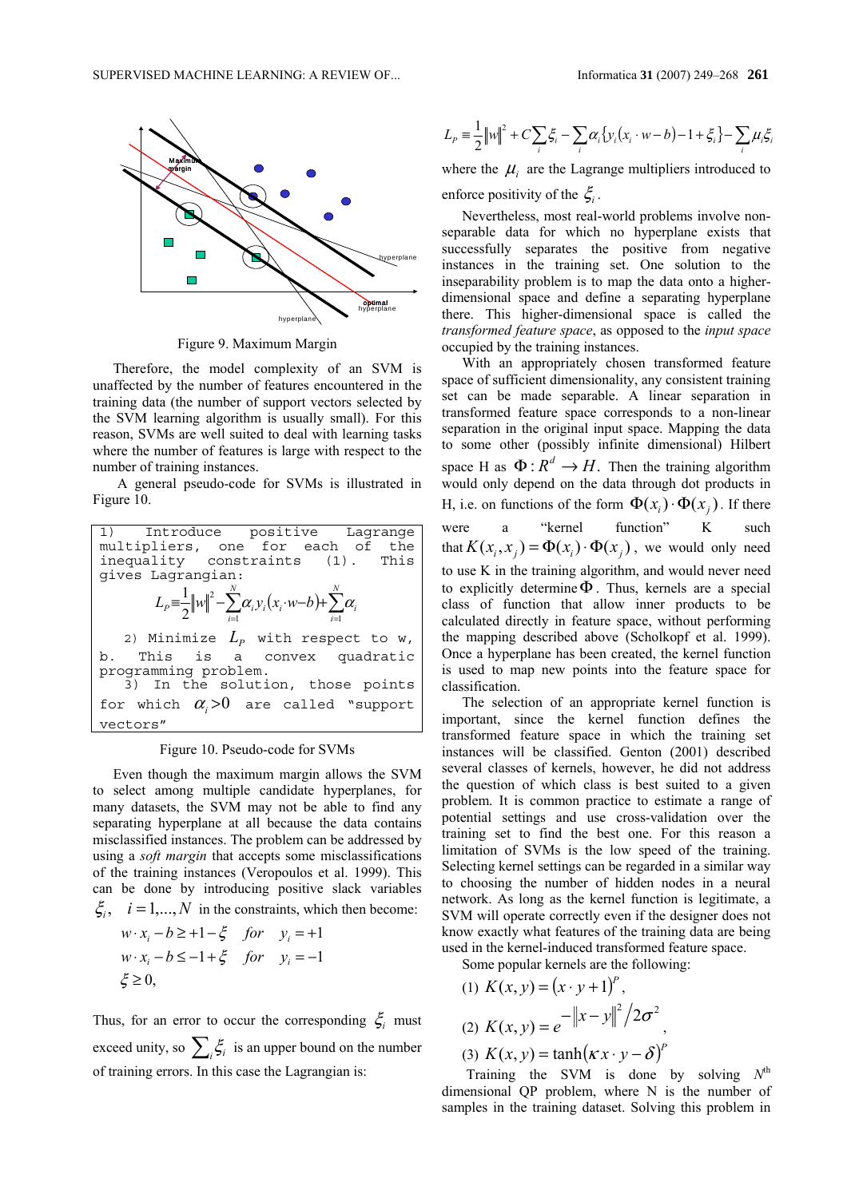Figure 9. Maximum Margin

Therefore, the model complexity of an SVM is unaffected by the number of features encountered in the training data (the number of support vectors selected by the SVM learning algorithm is usually small). For this reason, SVMs are well suited to deal with learning tasks where the number of features is large with respect to the number of training instances.

A general pseudo-code for SVMs is illustrated in Figure 10.

```
1) Introduce positive Lagrange multipliers, one for each of the inequality constraints (1). This gives Lagrangian:
```

$$L_P \equiv \frac{1}{2}\|w\|^2 - \sum_{i=1}^{N} \alpha_i y_i (x_i \cdot w - b) + \sum_{i=1}^{N} \alpha_i$$

```
2) Minimize L_P with respect to w, b. This is a convex quadratic programming problem.
3) In the solution, those points for which α_i > 0 are called "support vectors"
```

Figure 10. Pseudo-code for SVMs

Even though the maximum margin allows the SVM to select among multiple candidate hyperplanes, for many datasets, the SVM may not be able to find any separating hyperplane at all because the data contains misclassified instances. The problem can be addressed by using a *soft margin* that accepts some misclassifications of the training instances (Veropoulos et al. 1999). This can be done by introducing positive slack variables $\xi_i, \quad i = 1,...,N$ in the constraints, which then become:

$$w \cdot x_i - b \geq +1 - \xi \quad for \quad y_i = +1$$
$$w \cdot x_i - b \leq -1 + \xi \quad for \quad y_i = -1$$
$$\xi \geq 0,$$

Thus, for an error to occur the corresponding $\xi_i$ must exceed unity, so $\sum_i \xi_i$ is an upper bound on the number of training errors. In this case the Lagrangian is:

$$L_P \equiv \frac{1}{2}\|w\|^2 + C\sum_i \xi_i - \sum_i \alpha_i \{ y_i (x_i \cdot w - b) - 1 + \xi_i \} - \sum_i \mu_i \xi_i$$

where the $\mu_i$ are the Lagrange multipliers introduced to enforce positivity of the $\xi_i$.

Nevertheless, most real-world problems involve non-separable data for which no hyperplane exists that successfully separates the positive from negative instances in the training set. One solution to the inseparability problem is to map the data onto a higher-dimensional space and define a separating hyperplane there. This higher-dimensional space is called the *transformed feature space*, as opposed to the *input space* occupied by the training instances.

With an appropriately chosen transformed feature space of sufficient dimensionality, any consistent training set can be made separable. A linear separation in transformed feature space corresponds to a non-linear separation in the original input space. Mapping the data to some other (possibly infinite dimensional) Hilbert space H as $\Phi : R^d \to H$. Then the training algorithm would only depend on the data through dot products in H, i.e. on functions of the form $\Phi(x_i) \cdot \Phi(x_j)$. If there were a "kernel function" K such that $K(x_i, x_j) = \Phi(x_i) \cdot \Phi(x_j)$, we would only need to use K in the training algorithm, and would never need to explicitly determine $\Phi$. Thus, kernels are a special class of function that allow inner products to be calculated directly in feature space, without performing the mapping described above (Scholkopf et al. 1999). Once a hyperplane has been created, the kernel function is used to map new points into the feature space for classification.

The selection of an appropriate kernel function is important, since the kernel function defines the transformed feature space in which the training set instances will be classified. Genton (2001) described several classes of kernels, however, he did not address the question of which class is best suited to a given problem. It is common practice to estimate a range of potential settings and use cross-validation over the training set to find the best one. For this reason a limitation of SVMs is the low speed of the training. Selecting kernel settings can be regarded in a similar way to choosing the number of hidden nodes in a neural network. As long as the kernel function is legitimate, a SVM will operate correctly even if the designer does not know exactly what features of the training data are being used in the kernel-induced transformed feature space.

Some popular kernels are the following:

(1) $K(x, y) = (x \cdot y + 1)^P$,

(2) $K(x, y) = e^{-\|x-y\|^2 / 2\sigma^2}$,

(3) $K(x, y) = \tanh(\kappa x \cdot y - \delta)^P$

Training the SVM is done by solving $N^{th}$ dimensional QP problem, where N is the number of samples in the training dataset. Solving this problem in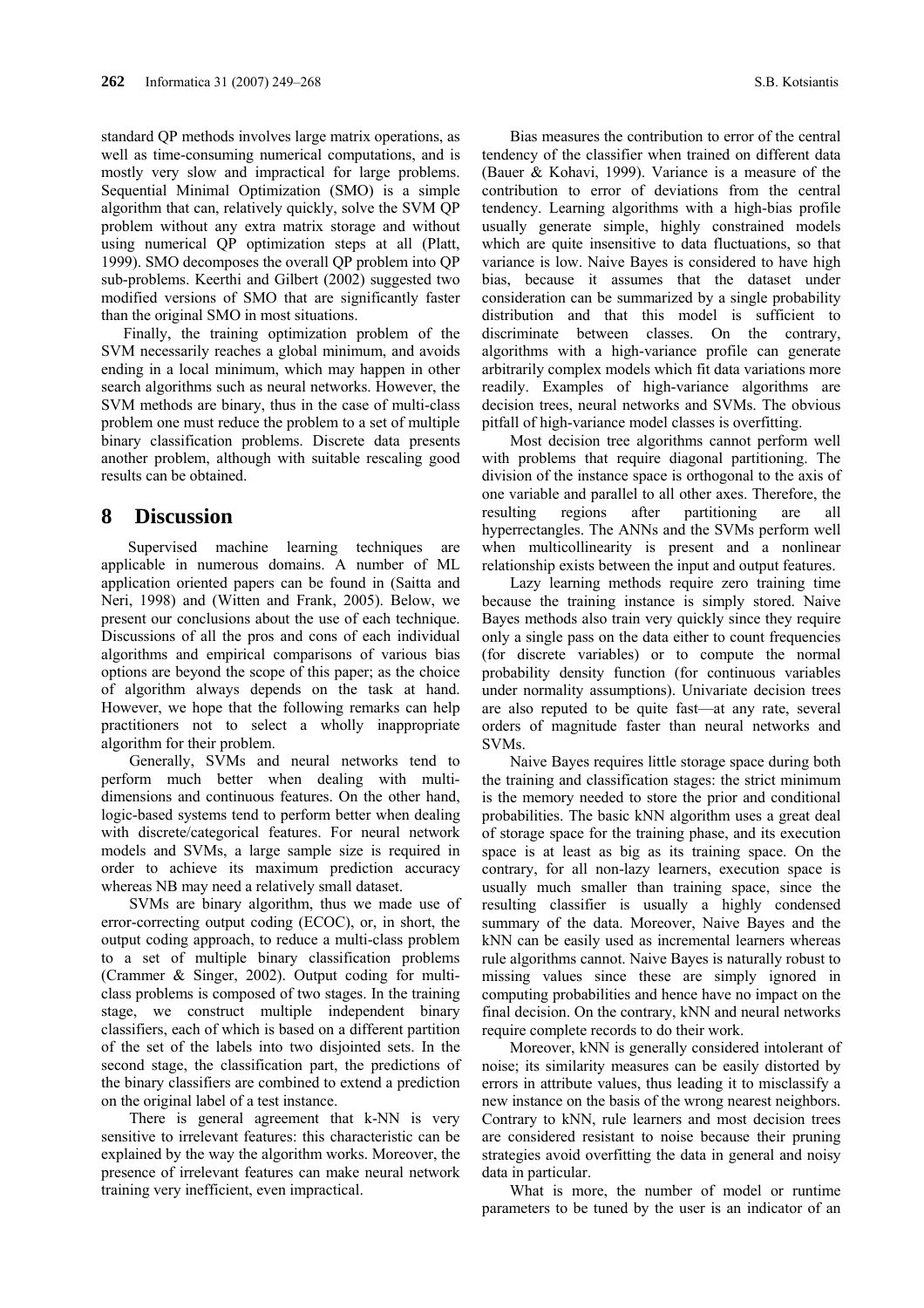standard QP methods involves large matrix operations, as well as time-consuming numerical computations, and is mostly very slow and impractical for large problems. Sequential Minimal Optimization (SMO) is a simple algorithm that can, relatively quickly, solve the SVM QP problem without any extra matrix storage and without using numerical QP optimization steps at all (Platt, 1999). SMO decomposes the overall QP problem into QP sub-problems. Keerthi and Gilbert (2002) suggested two modified versions of SMO that are significantly faster than the original SMO in most situations.

Finally, the training optimization problem of the SVM necessarily reaches a global minimum, and avoids ending in a local minimum, which may happen in other search algorithms such as neural networks. However, the SVM methods are binary, thus in the case of multi-class problem one must reduce the problem to a set of multiple binary classification problems. Discrete data presents another problem, although with suitable rescaling good results can be obtained.

# 8 Discussion

Supervised machine learning techniques are applicable in numerous domains. A number of ML application oriented papers can be found in (Saitta and Neri, 1998) and (Witten and Frank, 2005). Below, we present our conclusions about the use of each technique. Discussions of all the pros and cons of each individual algorithms and empirical comparisons of various bias options are beyond the scope of this paper; as the choice of algorithm always depends on the task at hand. However, we hope that the following remarks can help practitioners not to select a wholly inappropriate algorithm for their problem.

Generally, SVMs and neural networks tend to perform much better when dealing with multi-dimensions and continuous features. On the other hand, logic-based systems tend to perform better when dealing with discrete/categorical features. For neural network models and SVMs, a large sample size is required in order to achieve its maximum prediction accuracy whereas NB may need a relatively small dataset.

SVMs are binary algorithm, thus we made use of error-correcting output coding (ECOC), or, in short, the output coding approach, to reduce a multi-class problem to a set of multiple binary classification problems (Crammer & Singer, 2002). Output coding for multi-class problems is composed of two stages. In the training stage, we construct multiple independent binary classifiers, each of which is based on a different partition of the set of the labels into two disjointed sets. In the second stage, the classification part, the predictions of the binary classifiers are combined to extend a prediction on the original label of a test instance.

There is general agreement that k-NN is very sensitive to irrelevant features: this characteristic can be explained by the way the algorithm works. Moreover, the presence of irrelevant features can make neural network training very inefficient, even impractical.

Bias measures the contribution to error of the central tendency of the classifier when trained on different data (Bauer & Kohavi, 1999). Variance is a measure of the contribution to error of deviations from the central tendency. Learning algorithms with a high-bias profile usually generate simple, highly constrained models which are quite insensitive to data fluctuations, so that variance is low. Naive Bayes is considered to have high bias, because it assumes that the dataset under consideration can be summarized by a single probability distribution and that this model is sufficient to discriminate between classes. On the contrary, algorithms with a high-variance profile can generate arbitrarily complex models which fit data variations more readily. Examples of high-variance algorithms are decision trees, neural networks and SVMs. The obvious pitfall of high-variance model classes is overfitting.

Most decision tree algorithms cannot perform well with problems that require diagonal partitioning. The division of the instance space is orthogonal to the axis of one variable and parallel to all other axes. Therefore, the resulting regions after partitioning are all hyperrectangles. The ANNs and the SVMs perform well when multicollinearity is present and a nonlinear relationship exists between the input and output features.

Lazy learning methods require zero training time because the training instance is simply stored. Naive Bayes methods also train very quickly since they require only a single pass on the data either to count frequencies (for discrete variables) or to compute the normal probability density function (for continuous variables under normality assumptions). Univariate decision trees are also reputed to be quite fast—at any rate, several orders of magnitude faster than neural networks and SVMs.

Naive Bayes requires little storage space during both the training and classification stages: the strict minimum is the memory needed to store the prior and conditional probabilities. The basic kNN algorithm uses a great deal of storage space for the training phase, and its execution space is at least as big as its training space. On the contrary, for all non-lazy learners, execution space is usually much smaller than training space, since the resulting classifier is usually a highly condensed summary of the data. Moreover, Naive Bayes and the kNN can be easily used as incremental learners whereas rule algorithms cannot. Naive Bayes is naturally robust to missing values since these are simply ignored in computing probabilities and hence have no impact on the final decision. On the contrary, kNN and neural networks require complete records to do their work.

Moreover, kNN is generally considered intolerant of noise; its similarity measures can be easily distorted by errors in attribute values, thus leading it to misclassify a new instance on the basis of the wrong nearest neighbors. Contrary to kNN, rule learners and most decision trees are considered resistant to noise because their pruning strategies avoid overfitting the data in general and noisy data in particular.

What is more, the number of model or runtime parameters to be tuned by the user is an indicator of an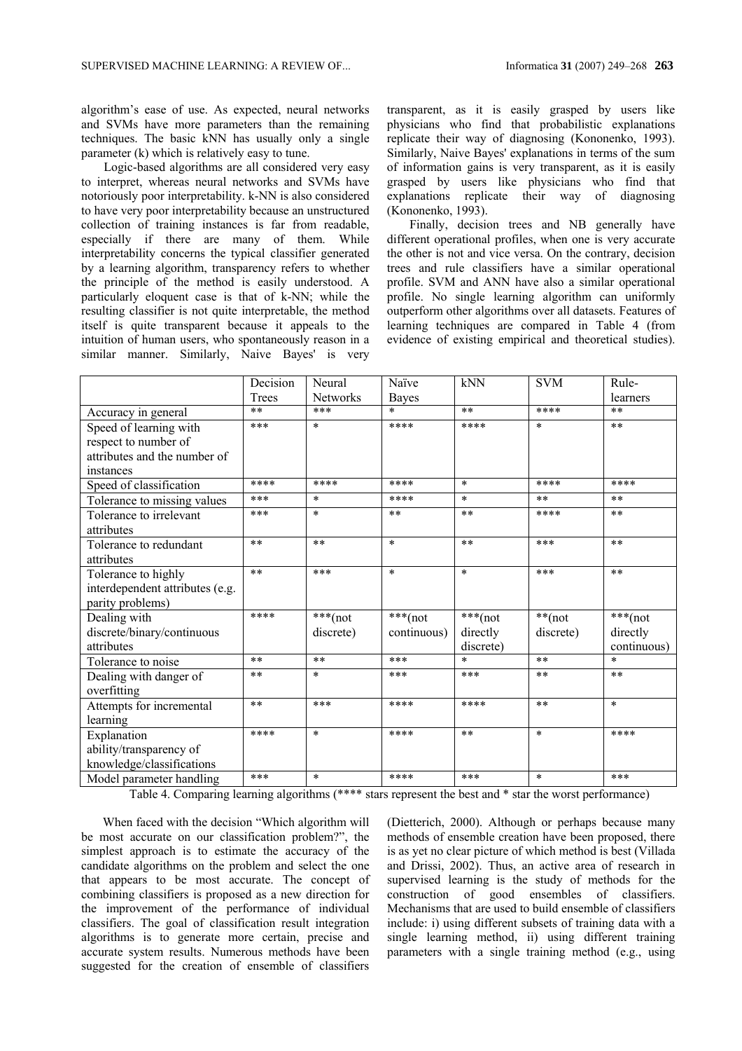algorithm's ease of use. As expected, neural networks and SVMs have more parameters than the remaining techniques. The basic kNN has usually only a single parameter (k) which is relatively easy to tune.

Logic-based algorithms are all considered very easy to interpret, whereas neural networks and SVMs have notoriously poor interpretability. k-NN is also considered to have very poor interpretability because an unstructured collection of training instances is far from readable, especially if there are many of them. While interpretability concerns the typical classifier generated by a learning algorithm, transparency refers to whether the principle of the method is easily understood. A particularly eloquent case is that of k-NN; while the resulting classifier is not quite interpretable, the method itself is quite transparent because it appeals to the intuition of human users, who spontaneously reason in a similar manner. Similarly, Naive Bayes' is very transparent, as it is easily grasped by users like physicians who find that probabilistic explanations replicate their way of diagnosing (Kononenko, 1993). Similarly, Naive Bayes' explanations in terms of the sum of information gains is very transparent, as it is easily grasped by users like physicians who find that explanations replicate their way of diagnosing (Kononenko, 1993).

Finally, decision trees and NB generally have different operational profiles, when one is very accurate the other is not and vice versa. On the contrary, decision trees and rule classifiers have a similar operational profile. SVM and ANN have also a similar operational profile. No single learning algorithm can uniformly outperform other algorithms over all datasets. Features of learning techniques are compared in Table 4 (from evidence of existing empirical and theoretical studies).

| | Decision Trees | Neural Networks | Naïve Bayes | kNN | SVM | Rule-learners |
|---|---|---|---|---|---|---|
| Accuracy in general | ** | *** | * | ** | **** | ** |
| Speed of learning with respect to number of attributes and the number of instances | *** | * | **** | **** | * | ** |
| Speed of classification | **** | **** | **** | * | **** | **** |
| Tolerance to missing values | *** | * | **** | * | ** | ** |
| Tolerance to irrelevant attributes | *** | * | ** | ** | **** | ** |
| Tolerance to redundant attributes | ** | ** | * | ** | *** | ** |
| Tolerance to highly interdependent attributes (e.g. parity problems) | ** | *** | * | * | *** | ** |
| Dealing with discrete/binary/continuous attributes | **** | ***(not discrete) | ***(not continuous) | ***(not directly discrete) | **(not discrete) | ***(not directly continuous) |
| Tolerance to noise | ** | ** | *** | * | ** | * |
| Dealing with danger of overfitting | ** | * | *** | *** | ** | ** |
| Attempts for incremental learning | ** | *** | **** | **** | ** | * |
| Explanation ability/transparency of knowledge/classifications | **** | * | **** | ** | * | **** |
| Model parameter handling | *** | * | **** | *** | * | *** |

Table 4. Comparing learning algorithms (**** stars represent the best and * star the worst performance)

When faced with the decision "Which algorithm will be most accurate on our classification problem?", the simplest approach is to estimate the accuracy of the candidate algorithms on the problem and select the one that appears to be most accurate. The concept of combining classifiers is proposed as a new direction for the improvement of the performance of individual classifiers. The goal of classification result integration algorithms is to generate more certain, precise and accurate system results. Numerous methods have been suggested for the creation of ensemble of classifiers (Dietterich, 2000). Although or perhaps because many methods of ensemble creation have been proposed, there is as yet no clear picture of which method is best (Villada and Drissi, 2002). Thus, an active area of research in supervised learning is the study of methods for the construction of good ensembles of classifiers. Mechanisms that are used to build ensemble of classifiers include: i) using different subsets of training data with a single learning method, ii) using different training parameters with a single training method (e.g., using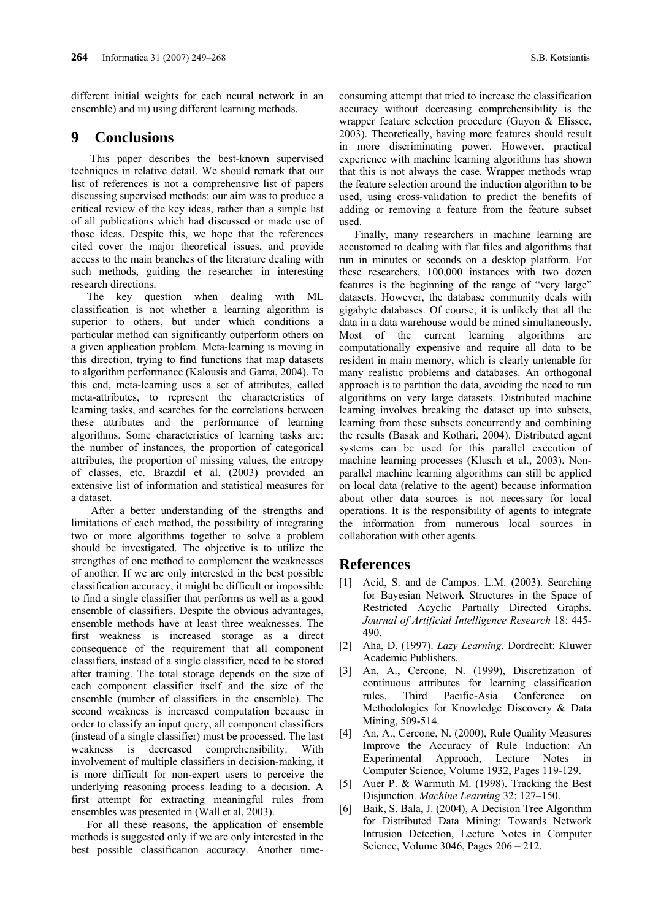different initial weights for each neural network in an ensemble) and iii) using different learning methods.

# 9 Conclusions

This paper describes the best-known supervised techniques in relative detail. We should remark that our list of references is not a comprehensive list of papers discussing supervised methods: our aim was to produce a critical review of the key ideas, rather than a simple list of all publications which had discussed or made use of those ideas. Despite this, we hope that the references cited cover the major theoretical issues, and provide access to the main branches of the literature dealing with such methods, guiding the researcher in interesting research directions.

The key question when dealing with ML classification is not whether a learning algorithm is superior to others, but under which conditions a particular method can significantly outperform others on a given application problem. Meta-learning is moving in this direction, trying to find functions that map datasets to algorithm performance (Kalousis and Gama, 2004). To this end, meta-learning uses a set of attributes, called meta-attributes, to represent the characteristics of learning tasks, and searches for the correlations between these attributes and the performance of learning algorithms. Some characteristics of learning tasks are: the number of instances, the proportion of categorical attributes, the proportion of missing values, the entropy of classes, etc. Brazdil et al. (2003) provided an extensive list of information and statistical measures for a dataset.

After a better understanding of the strengths and limitations of each method, the possibility of integrating two or more algorithms together to solve a problem should be investigated. The objective is to utilize the strengthes of one method to complement the weaknesses of another. If we are only interested in the best possible classification accuracy, it might be difficult or impossible to find a single classifier that performs as well as a good ensemble of classifiers. Despite the obvious advantages, ensemble methods have at least three weaknesses. The first weakness is increased storage as a direct consequence of the requirement that all component classifiers, instead of a single classifier, need to be stored after training. The total storage depends on the size of each component classifier itself and the size of the ensemble (number of classifiers in the ensemble). The second weakness is increased computation because in order to classify an input query, all component classifiers (instead of a single classifier) must be processed. The last weakness is decreased comprehensibility. With involvement of multiple classifiers in decision-making, it is more difficult for non-expert users to perceive the underlying reasoning process leading to a decision. A first attempt for extracting meaningful rules from ensembles was presented in (Wall et al, 2003).

For all these reasons, the application of ensemble methods is suggested only if we are only interested in the best possible classification accuracy. Another time-consuming attempt that tried to increase the classification accuracy without decreasing comprehensibility is the wrapper feature selection procedure (Guyon & Elissee, 2003). Theoretically, having more features should result in more discriminating power. However, practical experience with machine learning algorithms has shown that this is not always the case. Wrapper methods wrap the feature selection around the induction algorithm to be used, using cross-validation to predict the benefits of adding or removing a feature from the feature subset used.

Finally, many researchers in machine learning are accustomed to dealing with flat files and algorithms that run in minutes or seconds on a desktop platform. For these researchers, 100,000 instances with two dozen features is the beginning of the range of "very large" datasets. However, the database community deals with gigabyte databases. Of course, it is unlikely that all the data in a data warehouse would be mined simultaneously. Most of the current learning algorithms are computationally expensive and require all data to be resident in main memory, which is clearly untenable for many realistic problems and databases. An orthogonal approach is to partition the data, avoiding the need to run algorithms on very large datasets. Distributed machine learning involves breaking the dataset up into subsets, learning from these subsets concurrently and combining the results (Basak and Kothari, 2004). Distributed agent systems can be used for this parallel execution of machine learning processes (Klusch et al., 2003). Non-parallel machine learning algorithms can still be applied on local data (relative to the agent) because information about other data sources is not necessary for local operations. It is the responsibility of agents to integrate the information from numerous local sources in collaboration with other agents.

# References

[1] Acid, S. and de Campos. L.M. (2003). Searching for Bayesian Network Structures in the Space of Restricted Acyclic Partially Directed Graphs. *Journal of Artificial Intelligence Research* 18: 445-490.

[2] Aha, D. (1997). *Lazy Learning*. Dordrecht: Kluwer Academic Publishers.

[3] An, A., Cercone, N. (1999), Discretization of continuous attributes for learning classification rules. Third Pacific-Asia Conference on Methodologies for Knowledge Discovery & Data Mining, 509-514.

[4] An, A., Cercone, N. (2000), Rule Quality Measures Improve the Accuracy of Rule Induction: An Experimental Approach, Lecture Notes in Computer Science, Volume 1932, Pages 119-129.

[5] Auer P. & Warmuth M. (1998). Tracking the Best Disjunction. *Machine Learning* 32: 127–150.

[6] Baik, S. Bala, J. (2004), A Decision Tree Algorithm for Distributed Data Mining: Towards Network Intrusion Detection, Lecture Notes in Computer Science, Volume 3046, Pages 206 – 212.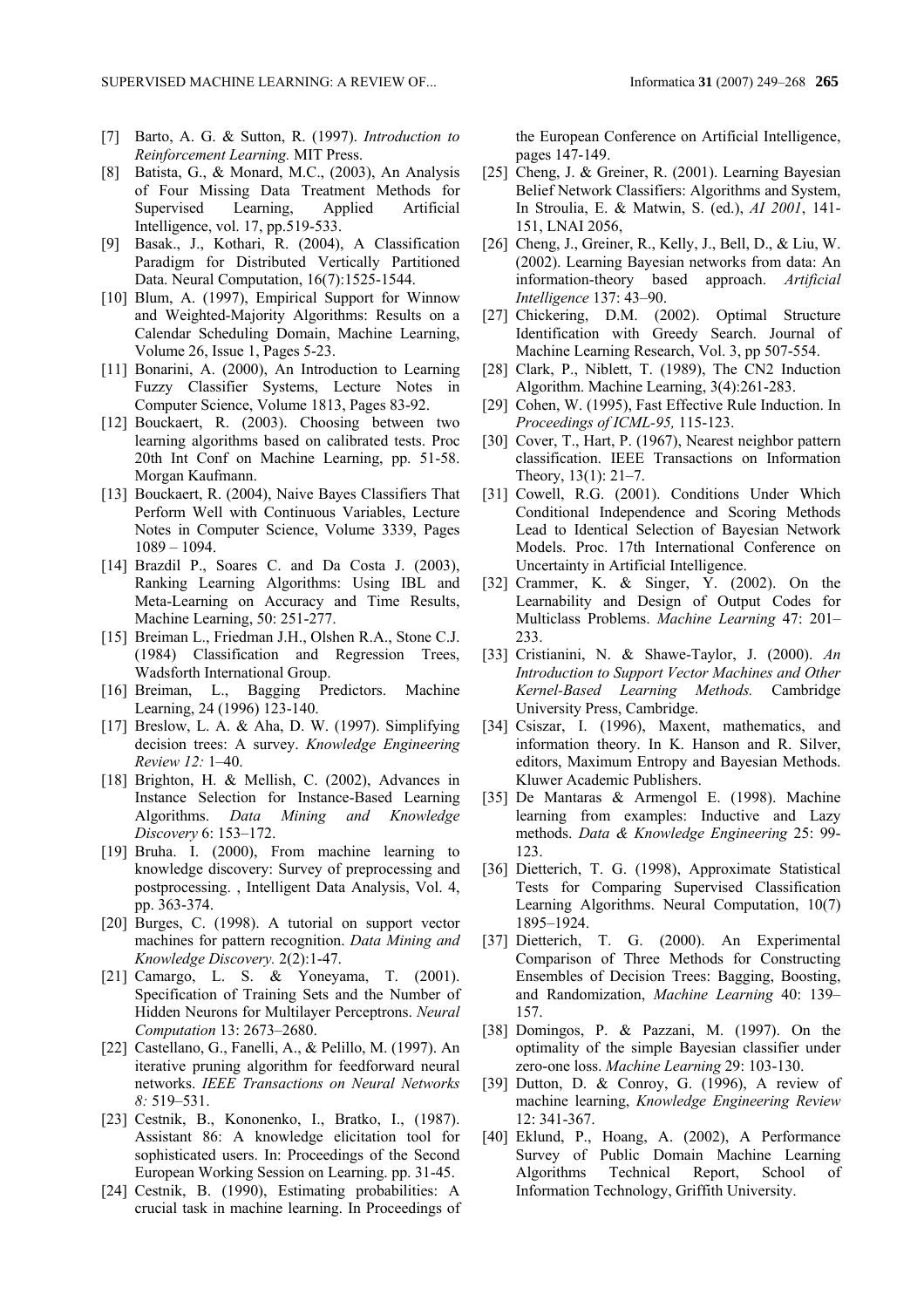[7] Barto, A. G. & Sutton, R. (1997). *Introduction to Reinforcement Learning.* MIT Press.

[8] Batista, G., & Monard, M.C., (2003), An Analysis of Four Missing Data Treatment Methods for Supervised Learning, Applied Artificial Intelligence, vol. 17, pp.519-533.

[9] Basak., J., Kothari, R. (2004), A Classification Paradigm for Distributed Vertically Partitioned Data. Neural Computation, 16(7):1525-1544.

[10] Blum, A. (1997), Empirical Support for Winnow and Weighted-Majority Algorithms: Results on a Calendar Scheduling Domain, Machine Learning, Volume 26, Issue 1, Pages 5-23.

[11] Bonarini, A. (2000), An Introduction to Learning Fuzzy Classifier Systems, Lecture Notes in Computer Science, Volume 1813, Pages 83-92.

[12] Bouckaert, R. (2003). Choosing between two learning algorithms based on calibrated tests. Proc 20th Int Conf on Machine Learning, pp. 51-58. Morgan Kaufmann.

[13] Bouckaert, R. (2004), Naive Bayes Classifiers That Perform Well with Continuous Variables, Lecture Notes in Computer Science, Volume 3339, Pages 1089 – 1094.

[14] Brazdil P., Soares C. and Da Costa J. (2003), Ranking Learning Algorithms: Using IBL and Meta-Learning on Accuracy and Time Results, Machine Learning, 50: 251-277.

[15] Breiman L., Friedman J.H., Olshen R.A., Stone C.J. (1984) Classification and Regression Trees, Wadsforth International Group.

[16] Breiman, L., Bagging Predictors. Machine Learning, 24 (1996) 123-140.

[17] Breslow, L. A. & Aha, D. W. (1997). Simplifying decision trees: A survey. *Knowledge Engineering Review 12:* 1–40.

[18] Brighton, H. & Mellish, C. (2002), Advances in Instance Selection for Instance-Based Learning Algorithms. *Data Mining and Knowledge Discovery* 6: 153–172.

[19] Bruha. I. (2000), From machine learning to knowledge discovery: Survey of preprocessing and postprocessing. , Intelligent Data Analysis, Vol. 4, pp. 363-374.

[20] Burges, C. (1998). A tutorial on support vector machines for pattern recognition. *Data Mining and Knowledge Discovery.* 2(2):1-47.

[21] Camargo, L. S. & Yoneyama, T. (2001). Specification of Training Sets and the Number of Hidden Neurons for Multilayer Perceptrons. *Neural Computation* 13: 2673–2680.

[22] Castellano, G., Fanelli, A., & Pelillo, M. (1997). An iterative pruning algorithm for feedforward neural networks. *IEEE Transactions on Neural Networks 8:* 519–531.

[23] Cestnik, B., Kononenko, I., Bratko, I., (1987). Assistant 86: A knowledge elicitation tool for sophisticated users. In: Proceedings of the Second European Working Session on Learning. pp. 31-45.

[24] Cestnik, B. (1990), Estimating probabilities: A crucial task in machine learning. In Proceedings of the European Conference on Artificial Intelligence, pages 147-149.

[25] Cheng, J. & Greiner, R. (2001). Learning Bayesian Belief Network Classifiers: Algorithms and System, In Stroulia, E. & Matwin, S. (ed.), *AI 2001*, 141-151, LNAI 2056,

[26] Cheng, J., Greiner, R., Kelly, J., Bell, D., & Liu, W. (2002). Learning Bayesian networks from data: An information-theory based approach. *Artificial Intelligence* 137: 43–90.

[27] Chickering, D.M. (2002). Optimal Structure Identification with Greedy Search. Journal of Machine Learning Research, Vol. 3, pp 507-554.

[28] Clark, P., Niblett, T. (1989), The CN2 Induction Algorithm. Machine Learning, 3(4):261-283.

[29] Cohen, W. (1995), Fast Effective Rule Induction. In *Proceedings of ICML-95,* 115-123.

[30] Cover, T., Hart, P. (1967), Nearest neighbor pattern classification. IEEE Transactions on Information Theory, 13(1): 21–7.

[31] Cowell, R.G. (2001). Conditions Under Which Conditional Independence and Scoring Methods Lead to Identical Selection of Bayesian Network Models. Proc. 17th International Conference on Uncertainty in Artificial Intelligence.

[32] Crammer, K. & Singer, Y. (2002). On the Learnability and Design of Output Codes for Multiclass Problems. *Machine Learning* 47: 201–233.

[33] Cristianini, N. & Shawe-Taylor, J. (2000). *An Introduction to Support Vector Machines and Other Kernel-Based Learning Methods.* Cambridge University Press, Cambridge.

[34] Csiszar, I. (1996), Maxent, mathematics, and information theory. In K. Hanson and R. Silver, editors, Maximum Entropy and Bayesian Methods. Kluwer Academic Publishers.

[35] De Mantaras & Armengol E. (1998). Machine learning from examples: Inductive and Lazy methods. *Data & Knowledge Engineering* 25: 99-123.

[36] Dietterich, T. G. (1998), Approximate Statistical Tests for Comparing Supervised Classification Learning Algorithms. Neural Computation, 10(7) 1895–1924.

[37] Dietterich, T. G. (2000). An Experimental Comparison of Three Methods for Constructing Ensembles of Decision Trees: Bagging, Boosting, and Randomization, *Machine Learning* 40: 139–157.

[38] Domingos, P. & Pazzani, M. (1997). On the optimality of the simple Bayesian classifier under zero-one loss. *Machine Learning* 29: 103-130.

[39] Dutton, D. & Conroy, G. (1996), A review of machine learning, *Knowledge Engineering Review* 12: 341-367.

[40] Eklund, P., Hoang, A. (2002), A Performance Survey of Public Domain Machine Learning Algorithms Technical Report, School of Information Technology, Griffith University.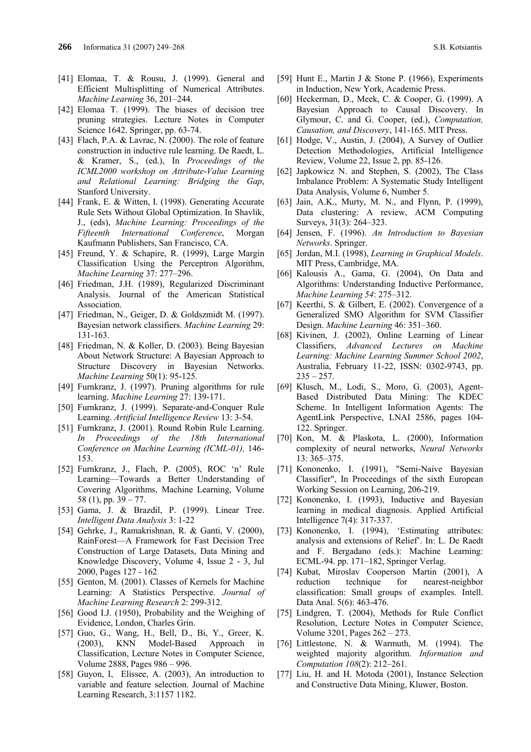[41] Elomaa, T. & Rousu, J. (1999). General and Efficient Multisplitting of Numerical Attributes. *Machine Learning* 36, 201–244.

[42] Elomaa T. (1999). The biases of decision tree pruning strategies. Lecture Notes in Computer Science 1642. Springer, pp. 63-74.

[43] Flach, P.A. & Lavrac, N. (2000). The role of feature construction in inductive rule learning. De Raedt, L. & Kramer, S., (ed.), In *Proceedings of the ICML2000 workshop on Attribute-Value Learning and Relational Learning: Bridging the Gap*, Stanford University.

[44] Frank, E. & Witten, I. (1998). Generating Accurate Rule Sets Without Global Optimization. In Shavlik, J., (eds), *Machine Learning: Proceedings of the Fifteenth International Conference*, Morgan Kaufmann Publishers, San Francisco, CA.

[45] Freund, Y. & Schapire, R. (1999), Large Margin Classification Using the Perceptron Algorithm, *Machine Learning* 37: 277–296.

[46] Friedman, J.H. (1989), Regularized Discriminant Analysis. Journal of the American Statistical Association.

[47] Friedman, N., Geiger, D. & Goldszmidt M. (1997). Bayesian network classifiers. *Machine Learning* 29: 131-163.

[48] Friedman, N. & Koller, D. (2003). Being Bayesian About Network Structure: A Bayesian Approach to Structure Discovery in Bayesian Networks. *Machine Learning* 50(1): 95-125.

[49] Furnkranz, J. (1997). Pruning algorithms for rule learning. *Machine Learning* 27: 139-171.

[50] Furnkranz, J. (1999). Separate-and-Conquer Rule Learning. *Artificial Intelligence Review* 13: 3-54.

[51] Furnkranz, J. (2001). Round Robin Rule Learning. *In Proceedings of the 18th International Conference on Machine Learning (ICML-01),* 146-153.

[52] Furnkranz, J., Flach, P. (2005), ROC 'n' Rule Learning—Towards a Better Understanding of Covering Algorithms, Machine Learning, Volume 58 (1), pp. 39 – 77.

[53] Gama, J. & Brazdil, P. (1999). Linear Tree. *Intelligent Data Analysis* 3: 1-22

[54] Gehrke, J., Ramakrishnan, R. & Ganti, V. (2000), RainForest—A Framework for Fast Decision Tree Construction of Large Datasets, Data Mining and Knowledge Discovery, Volume 4, Issue 2 - 3, Jul 2000, Pages 127 - 162

[55] Genton, M. (2001). Classes of Kernels for Machine Learning: A Statistics Perspective. *Journal of Machine Learning Research* 2: 299-312.

[56] Good I.J. (1950), Probability and the Weighing of Evidence, London, Charles Grin.

[57] Guo, G., Wang, H., Bell, D., Bi, Y., Greer, K. (2003), KNN Model-Based Approach in Classification, Lecture Notes in Computer Science, Volume 2888, Pages 986 – 996.

[58] Guyon, I, Elissee, A. (2003), An introduction to variable and feature selection. Journal of Machine Learning Research, 3:1157 1182.

[59] Hunt E., Martin J & Stone P. (1966), Experiments in Induction, New York, Academic Press.

[60] Heckerman, D., Meek, C. & Cooper, G. (1999). A Bayesian Approach to Causal Discovery. In Glymour, C. and G. Cooper, (ed.), *Computation, Causation, and Discovery*, 141-165. MIT Press.

[61] Hodge, V., Austin, J. (2004), A Survey of Outlier Detection Methodologies, Artificial Intelligence Review, Volume 22, Issue 2, pp. 85-126.

[62] Japkowicz N. and Stephen, S. (2002), The Class Imbalance Problem: A Systematic Study Intelligent Data Analysis, Volume 6, Number 5.

[63] Jain, A.K., Murty, M. N., and Flynn, P. (1999), Data clustering: A review, ACM Computing Surveys, 31(3): 264–323.

[64] Jensen, F. (1996). *An Introduction to Bayesian Networks*. Springer.

[65] Jordan, M.I. (1998), *Learning in Graphical Models*. MIT Press, Cambridge, MA.

[66] Kalousis A., Gama, G. (2004), On Data and Algorithms: Understanding Inductive Performance, *Machine Learning 54*: 275–312.

[67] Keerthi, S. & Gilbert, E. (2002). Convergence of a Generalized SMO Algorithm for SVM Classifier Design. *Machine Learning* 46: 351–360.

[68] Kivinen, J. (2002), Online Learning of Linear Classifiers, *Advanced Lectures on Machine Learning: Machine Learning Summer School 2002*, Australia, February 11-22, ISSN: 0302-9743, pp. 235 – 257.

[69] Klusch, M., Lodi, S., Moro, G. (2003), Agent-Based Distributed Data Mining: The KDEC Scheme. In Intelligent Information Agents: The AgentLink Perspective, LNAI 2586, pages 104-122. Springer.

[70] Kon, M. & Plaskota, L. (2000), Information complexity of neural networks, *Neural Networks* 13: 365–375.

[71] Kononenko, I. (1991), "Semi-Naive Bayesian Classifier", In Proceedings of the sixth European Working Session on Learning, 206-219.

[72] Kononenko, I. (1993), Inductive and Bayesian learning in medical diagnosis. Applied Artificial Intelligence 7(4): 317-337.

[73] Kononenko, I. (1994), 'Estimating attributes: analysis and extensions of Relief'. In: L. De Raedt and F. Bergadano (eds.): Machine Learning: ECML-94. pp. 171–182, Springer Verlag.

[74] Kubat, Miroslav Cooperson Martin (2001), A reduction technique for nearest-neighbor classification: Small groups of examples. Intell. Data Anal. 5(6): 463-476.

[75] Lindgren, T. (2004), Methods for Rule Conflict Resolution, Lecture Notes in Computer Science, Volume 3201, Pages 262 – 273.

[76] Littlestone, N. & Warmuth, M. (1994). The weighted majority algorithm. *Information and Computation 108*(2): 212–261.

[77] Liu, H. and H. Motoda (2001), Instance Selection and Constructive Data Mining, Kluwer, Boston.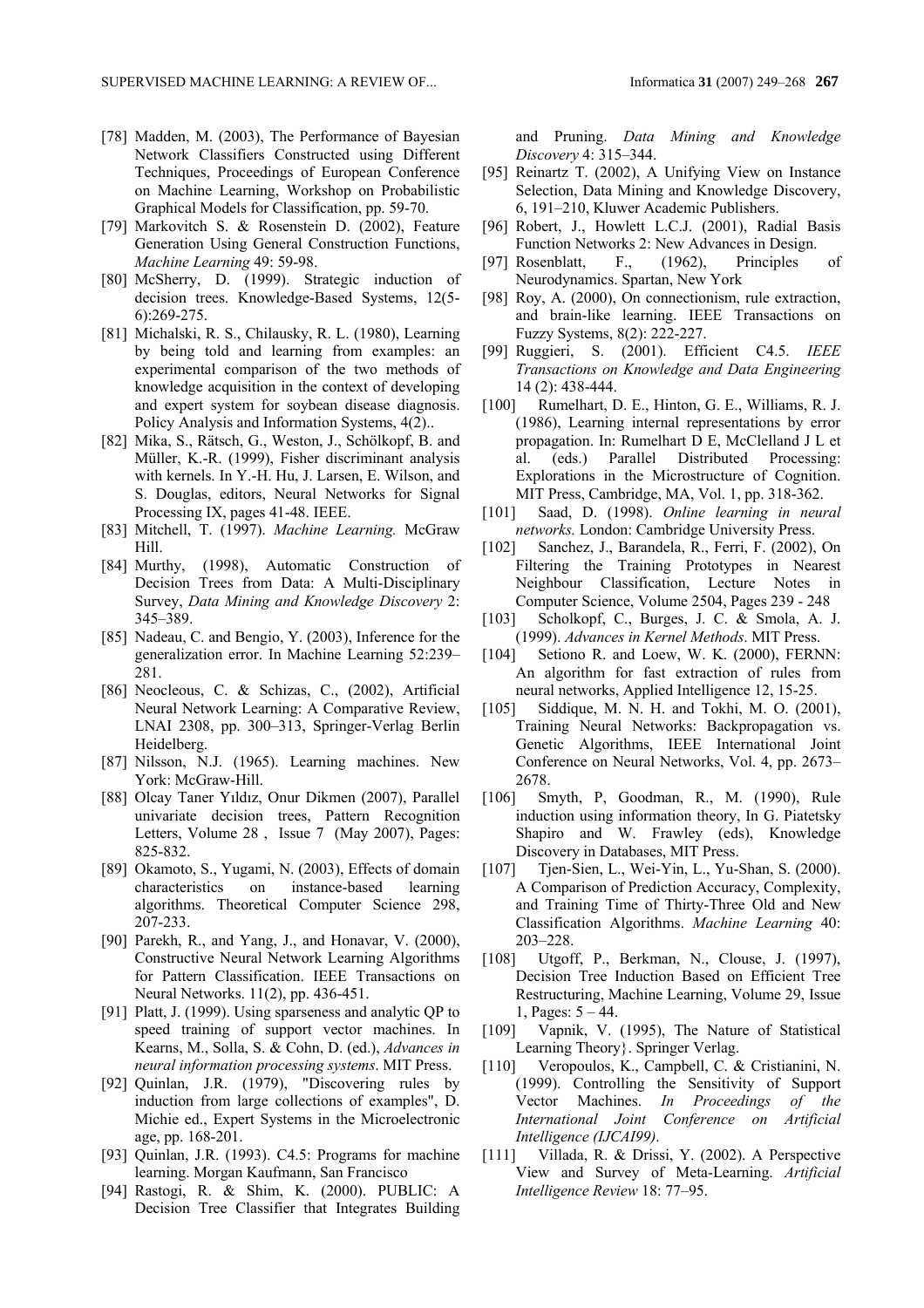[78] Madden, M. (2003), The Performance of Bayesian Network Classifiers Constructed using Different Techniques, Proceedings of European Conference on Machine Learning, Workshop on Probabilistic Graphical Models for Classification, pp. 59-70.

[79] Markovitch S. & Rosenstein D. (2002), Feature Generation Using General Construction Functions, *Machine Learning* 49: 59-98.

[80] McSherry, D. (1999). Strategic induction of decision trees. Knowledge-Based Systems, 12(5-6):269-275.

[81] Michalski, R. S., Chilausky, R. L. (1980), Learning by being told and learning from examples: an experimental comparison of the two methods of knowledge acquisition in the context of developing and expert system for soybean disease diagnosis. Policy Analysis and Information Systems, 4(2)..

[82] Mika, S., Rätsch, G., Weston, J., Schölkopf, B. and Müller, K.-R. (1999), Fisher discriminant analysis with kernels. In Y.-H. Hu, J. Larsen, E. Wilson, and S. Douglas, editors, Neural Networks for Signal Processing IX, pages 41-48. IEEE.

[83] Mitchell, T. (1997). *Machine Learning.* McGraw Hill.

[84] Murthy, (1998), Automatic Construction of Decision Trees from Data: A Multi-Disciplinary Survey, *Data Mining and Knowledge Discovery* 2: 345–389.

[85] Nadeau, C. and Bengio, Y. (2003), Inference for the generalization error. In Machine Learning 52:239–281.

[86] Neocleous, C. & Schizas, C., (2002), Artificial Neural Network Learning: A Comparative Review, LNAI 2308, pp. 300–313, Springer-Verlag Berlin Heidelberg.

[87] Nilsson, N.J. (1965). Learning machines. New York: McGraw-Hill.

[88] Olcay Taner Yıldız, Onur Dikmen (2007), Parallel univariate decision trees, Pattern Recognition Letters, Volume 28 , Issue 7 (May 2007), Pages: 825-832.

[89] Okamoto, S., Yugami, N. (2003), Effects of domain characteristics on instance-based learning algorithms. Theoretical Computer Science 298, 207-233.

[90] Parekh, R., and Yang, J., and Honavar, V. (2000), Constructive Neural Network Learning Algorithms for Pattern Classification. IEEE Transactions on Neural Networks. 11(2), pp. 436-451.

[91] Platt, J. (1999). Using sparseness and analytic QP to speed training of support vector machines. In Kearns, M., Solla, S. & Cohn, D. (ed.), *Advances in neural information processing systems*. MIT Press.

[92] Quinlan, J.R. (1979), "Discovering rules by induction from large collections of examples", D. Michie ed., Expert Systems in the Microelectronic age, pp. 168-201.

[93] Quinlan, J.R. (1993). C4.5: Programs for machine learning. Morgan Kaufmann, San Francisco

[94] Rastogi, R. & Shim, K. (2000). PUBLIC: A Decision Tree Classifier that Integrates Building and Pruning. *Data Mining and Knowledge Discovery* 4: 315–344.

[95] Reinartz T. (2002), A Unifying View on Instance Selection, Data Mining and Knowledge Discovery, 6, 191–210, Kluwer Academic Publishers.

[96] Robert, J., Howlett L.C.J. (2001), Radial Basis Function Networks 2: New Advances in Design.

[97] Rosenblatt, F., (1962), Principles of Neurodynamics. Spartan, New York

[98] Roy, A. (2000), On connectionism, rule extraction, and brain-like learning. IEEE Transactions on Fuzzy Systems, 8(2): 222-227.

[99] Ruggieri, S. (2001). Efficient C4.5. *IEEE Transactions on Knowledge and Data Engineering* 14 (2): 438-444.

[100] Rumelhart, D. E., Hinton, G. E., Williams, R. J. (1986), Learning internal representations by error propagation. In: Rumelhart D E, McClelland J L et al. (eds.) Parallel Distributed Processing: Explorations in the Microstructure of Cognition. MIT Press, Cambridge, MA, Vol. 1, pp. 318-362.

[101] Saad, D. (1998). *Online learning in neural networks.* London: Cambridge University Press.

[102] Sanchez, J., Barandela, R., Ferri, F. (2002), On Filtering the Training Prototypes in Nearest Neighbour Classification, Lecture Notes in Computer Science, Volume 2504, Pages 239 - 248

[103] Scholkopf, C., Burges, J. C. & Smola, A. J. (1999). *Advances in Kernel Methods*. MIT Press.

[104] Setiono R. and Loew, W. K. (2000), FERNN: An algorithm for fast extraction of rules from neural networks, Applied Intelligence 12, 15-25.

[105] Siddique, M. N. H. and Tokhi, M. O. (2001), Training Neural Networks: Backpropagation vs. Genetic Algorithms, IEEE International Joint Conference on Neural Networks, Vol. 4, pp. 2673–2678.

[106] Smyth, P, Goodman, R., M. (1990), Rule induction using information theory, In G. Piatetsky Shapiro and W. Frawley (eds), Knowledge Discovery in Databases, MIT Press.

[107] Tjen-Sien, L., Wei-Yin, L., Yu-Shan, S. (2000). A Comparison of Prediction Accuracy, Complexity, and Training Time of Thirty-Three Old and New Classification Algorithms. *Machine Learning* 40: 203–228.

[108] Utgoff, P., Berkman, N., Clouse, J. (1997), Decision Tree Induction Based on Efficient Tree Restructuring, Machine Learning, Volume 29, Issue 1, Pages: 5 – 44.

[109] Vapnik, V. (1995), The Nature of Statistical Learning Theory}. Springer Verlag.

[110] Veropoulos, K., Campbell, C. & Cristianini, N. (1999). Controlling the Sensitivity of Support Vector Machines. *In Proceedings of the International Joint Conference on Artificial Intelligence (IJCAI99)*.

[111] Villada, R. & Drissi, Y. (2002). A Perspective View and Survey of Meta-Learning. *Artificial Intelligence Review* 18: 77–95.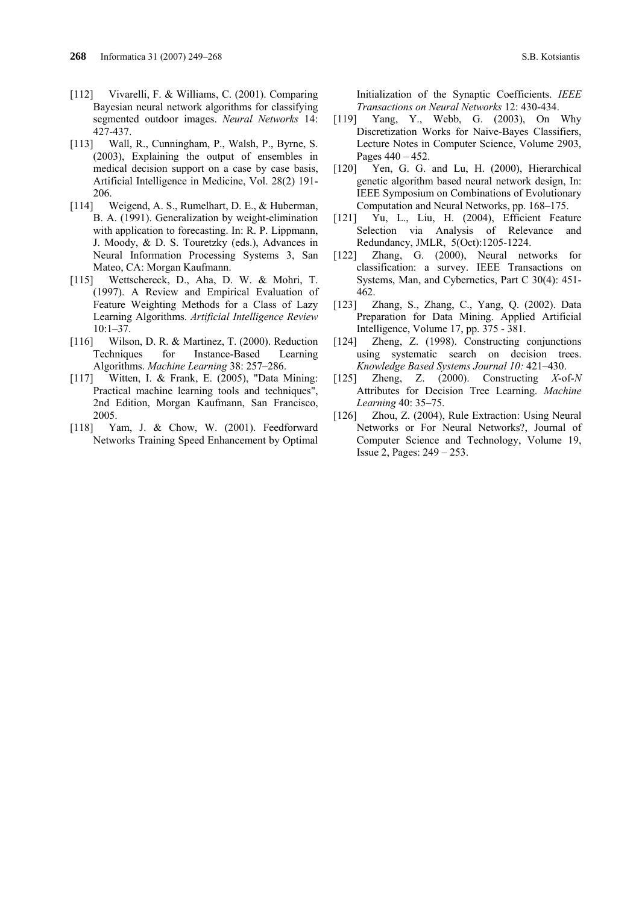[112] Vivarelli, F. & Williams, C. (2001). Comparing Bayesian neural network algorithms for classifying segmented outdoor images. *Neural Networks* 14: 427-437.

[113] Wall, R., Cunningham, P., Walsh, P., Byrne, S. (2003), Explaining the output of ensembles in medical decision support on a case by case basis, Artificial Intelligence in Medicine, Vol. 28(2) 191-206.

[114] Weigend, A. S., Rumelhart, D. E., & Huberman, B. A. (1991). Generalization by weight-elimination with application to forecasting. In: R. P. Lippmann, J. Moody, & D. S. Touretzky (eds.), Advances in Neural Information Processing Systems 3, San Mateo, CA: Morgan Kaufmann.

[115] Wettschereck, D., Aha, D. W. & Mohri, T. (1997). A Review and Empirical Evaluation of Feature Weighting Methods for a Class of Lazy Learning Algorithms. *Artificial Intelligence Review* 10:1–37.

[116] Wilson, D. R. & Martinez, T. (2000). Reduction Techniques for Instance-Based Learning Algorithms. *Machine Learning* 38: 257–286.

[117] Witten, I. & Frank, E. (2005), "Data Mining: Practical machine learning tools and techniques", 2nd Edition, Morgan Kaufmann, San Francisco, 2005.

[118] Yam, J. & Chow, W. (2001). Feedforward Networks Training Speed Enhancement by Optimal Initialization of the Synaptic Coefficients. *IEEE Transactions on Neural Networks* 12: 430-434.

[119] Yang, Y., Webb, G. (2003), On Why Discretization Works for Naive-Bayes Classifiers, Lecture Notes in Computer Science, Volume 2903, Pages 440 – 452.

[120] Yen, G. G. and Lu, H. (2000), Hierarchical genetic algorithm based neural network design, In: IEEE Symposium on Combinations of Evolutionary Computation and Neural Networks, pp. 168–175.

[121] Yu, L., Liu, H. (2004), Efficient Feature Selection via Analysis of Relevance and Redundancy, JMLR, 5(Oct):1205-1224.

[122] Zhang, G. (2000), Neural networks for classification: a survey. IEEE Transactions on Systems, Man, and Cybernetics, Part C 30(4): 451-462.

[123] Zhang, S., Zhang, C., Yang, Q. (2002). Data Preparation for Data Mining. Applied Artificial Intelligence, Volume 17, pp. 375 - 381.

[124] Zheng, Z. (1998). Constructing conjunctions using systematic search on decision trees. *Knowledge Based Systems Journal 10:* 421–430.

[125] Zheng, Z. (2000). Constructing *X*-of-*N* Attributes for Decision Tree Learning. *Machine Learning* 40: 35–75.

[126] Zhou, Z. (2004), Rule Extraction: Using Neural Networks or For Neural Networks?, Journal of Computer Science and Technology, Volume 19, Issue 2, Pages: 249 – 253.